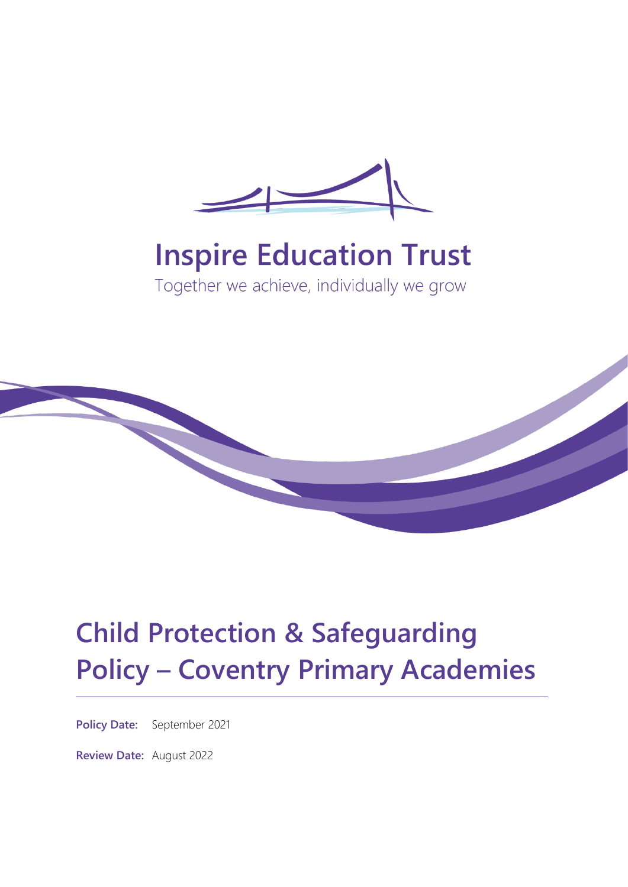# Inspire Education Trust

Together we achieve, individually we grow

# Child Protection & Safeguarding Policy – Coventry Primary Academies

**Policy Date:** September 2021

**Review Date:** August 2022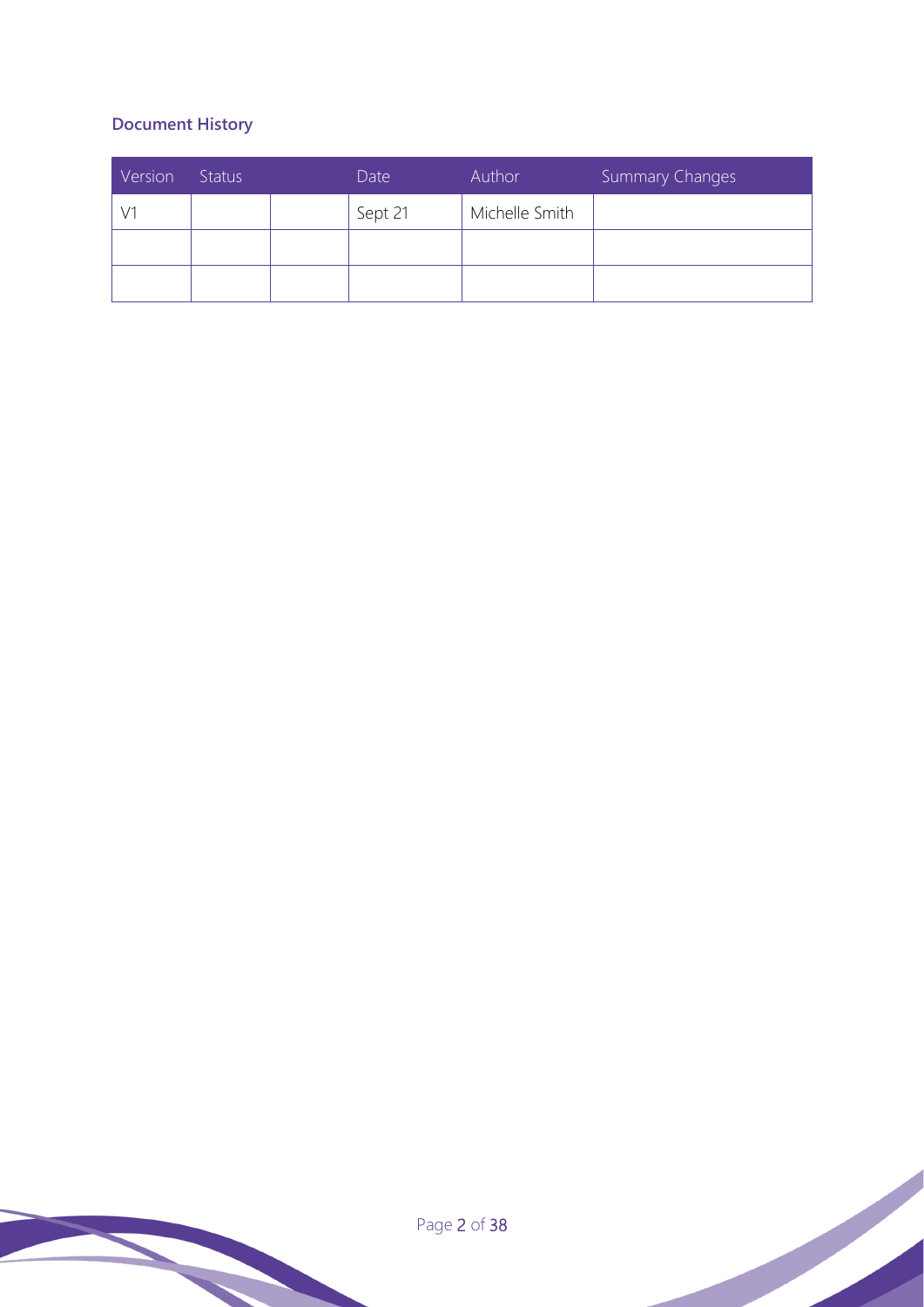## Document History

| Version | Status | | Date | Author | Summary Changes |
|---|---|---|---|---|---|
| V1 | | | Sept 21 | Michelle Smith | |
| | | | | | |
| | | | | | |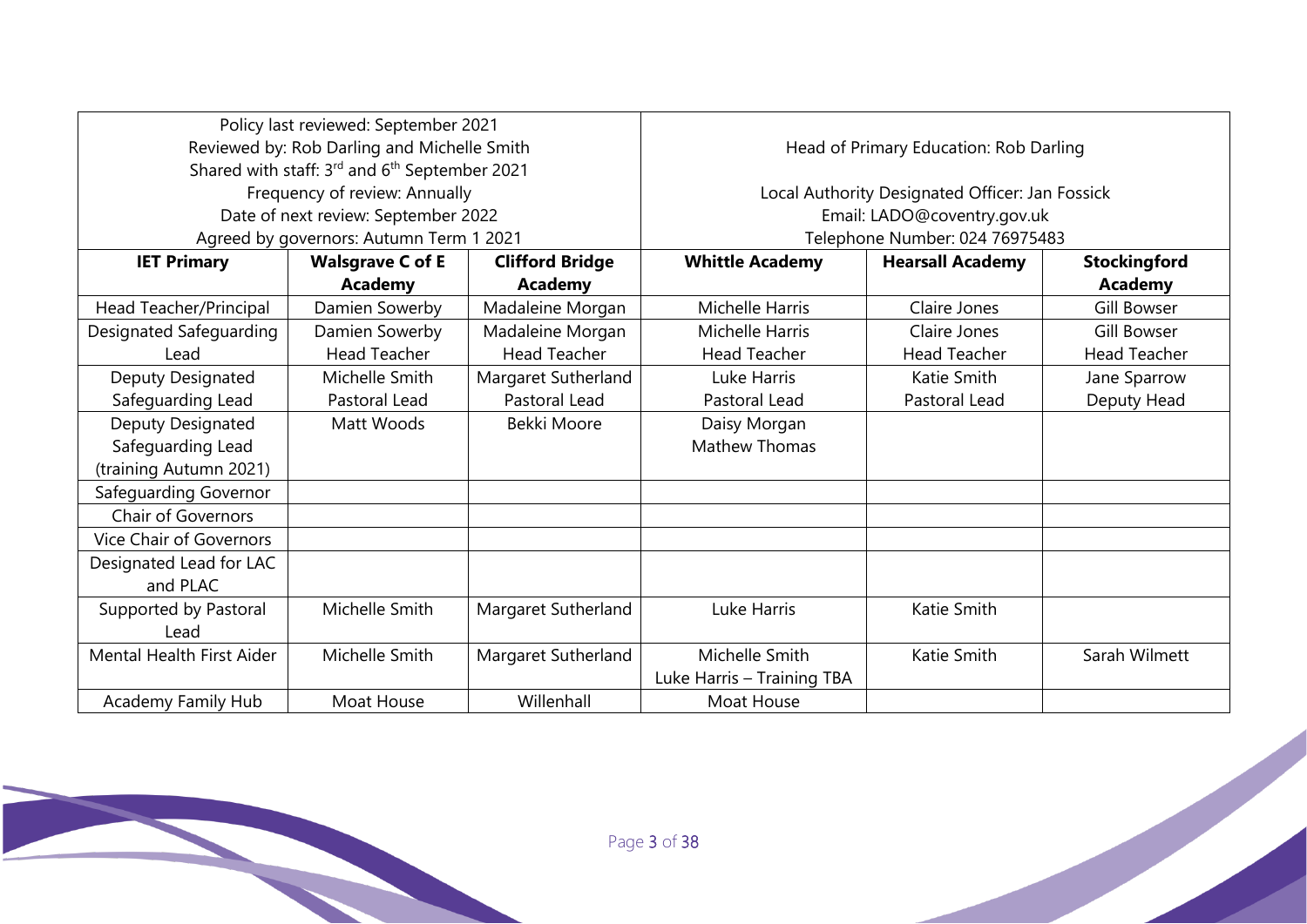| Policy last reviewed: September 2021<br>Reviewed by: Rob Darling and Michelle Smith<br>Shared with staff: 3rd and 6th September 2021<br>Frequency of review: Annually<br>Date of next review: September 2022<br>Agreed by governors: Autumn Term 1 2021 | | | Head of Primary Education: Rob Darling<br><br>Local Authority Designated Officer: Jan Fossick<br>Email: LADO@coventry.gov.uk<br>Telephone Number: 024 76975483 | | |
|---|---|---|---|---|---|
| **IET Primary** | **Walsgrave C of E Academy** | **Clifford Bridge Academy** | **Whittle Academy** | **Hearsall Academy** | **Stockingford Academy** |
| Head Teacher/Principal | Damien Sowerby | Madaleine Morgan | Michelle Harris | Claire Jones | Gill Bowser |
| Designated Safeguarding Lead | Damien Sowerby<br>Head Teacher | Madaleine Morgan<br>Head Teacher | Michelle Harris<br>Head Teacher | Claire Jones<br>Head Teacher | Gill Bowser<br>Head Teacher |
| Deputy Designated Safeguarding Lead | Michelle Smith<br>Pastoral Lead | Margaret Sutherland<br>Pastoral Lead | Luke Harris<br>Pastoral Lead | Katie Smith<br>Pastoral Lead | Jane Sparrow<br>Deputy Head |
| Deputy Designated Safeguarding Lead (training Autumn 2021) | Matt Woods | Bekki Moore | Daisy Morgan<br>Mathew Thomas | | |
| Safeguarding Governor | | | | | |
| Chair of Governors | | | | | |
| Vice Chair of Governors | | | | | |
| Designated Lead for LAC and PLAC | | | | | |
| Supported by Pastoral Lead | Michelle Smith | Margaret Sutherland | Luke Harris | Katie Smith | |
| Mental Health First Aider | Michelle Smith | Margaret Sutherland | Michelle Smith<br>Luke Harris – Training TBA | Katie Smith | Sarah Wilmett |
| Academy Family Hub | Moat House | Willenhall | Moat House | | |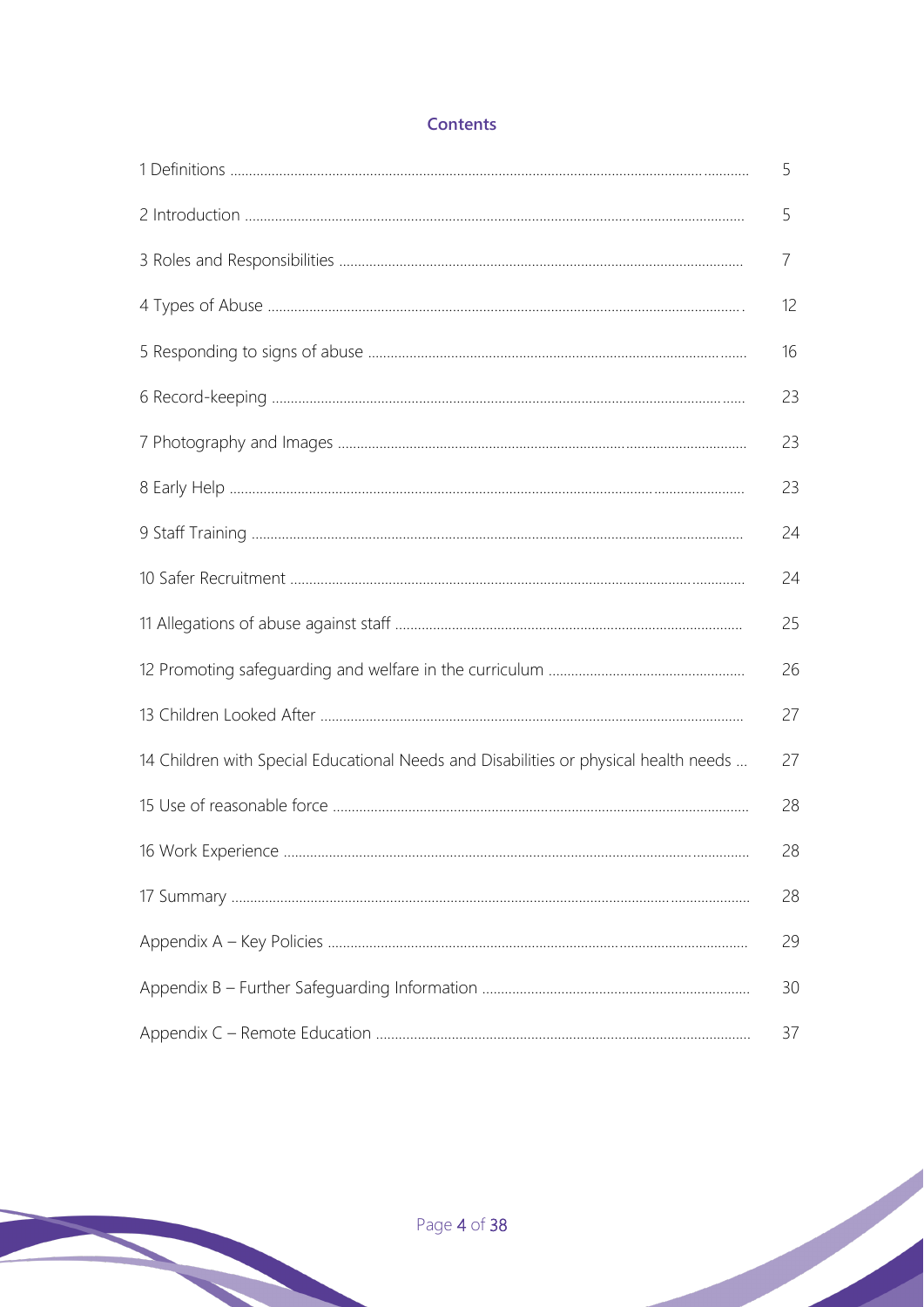## Contents

| | |
|---|---|
| 1 Definitions | 5 |
| 2 Introduction | 5 |
| 3 Roles and Responsibilities | 7 |
| 4 Types of Abuse | 12 |
| 5 Responding to signs of abuse | 16 |
| 6 Record-keeping | 23 |
| 7 Photography and Images | 23 |
| 8 Early Help | 23 |
| 9 Staff Training | 24 |
| 10 Safer Recruitment | 24 |
| 11 Allegations of abuse against staff | 25 |
| 12 Promoting safeguarding and welfare in the curriculum | 26 |
| 13 Children Looked After | 27 |
| 14 Children with Special Educational Needs and Disabilities or physical health needs | 27 |
| 15 Use of reasonable force | 28 |
| 16 Work Experience | 28 |
| 17 Summary | 28 |
| Appendix A – Key Policies | 29 |
| Appendix B – Further Safeguarding Information | 30 |
| Appendix C – Remote Education | 37 |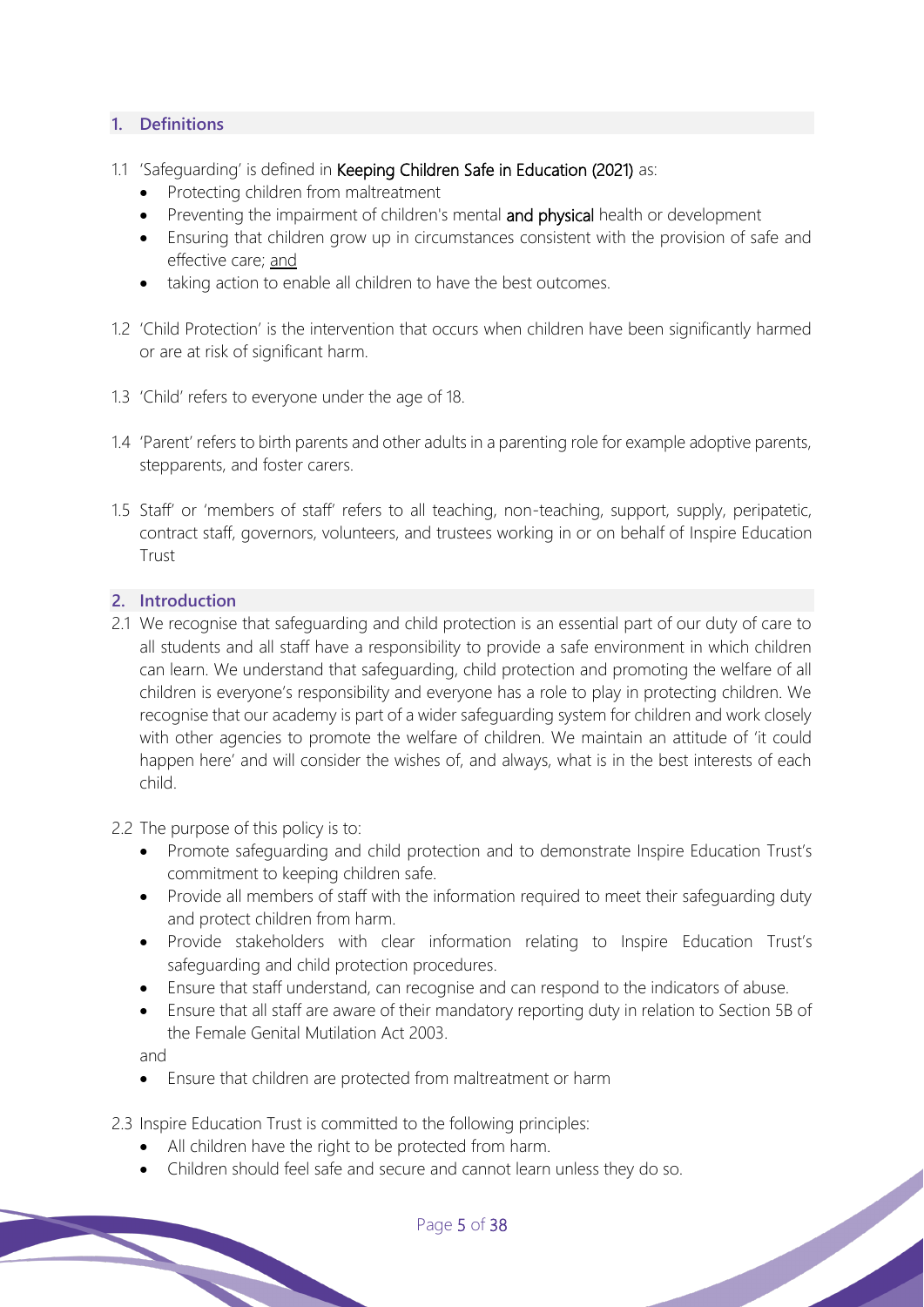## 1. Definitions

1.1 'Safeguarding' is defined in **Keeping Children Safe in Education (2021)** as:

- Protecting children from maltreatment
- Preventing the impairment of children's mental **and physical** health or development
- Ensuring that children grow up in circumstances consistent with the provision of safe and effective care; and
- taking action to enable all children to have the best outcomes.

1.2 'Child Protection' is the intervention that occurs when children have been significantly harmed or are at risk of significant harm.

1.3 'Child' refers to everyone under the age of 18.

1.4 'Parent' refers to birth parents and other adults in a parenting role for example adoptive parents, stepparents, and foster carers.

1.5 Staff' or 'members of staff' refers to all teaching, non-teaching, support, supply, peripatetic, contract staff, governors, volunteers, and trustees working in or on behalf of Inspire Education Trust

## 2. Introduction

2.1 We recognise that safeguarding and child protection is an essential part of our duty of care to all students and all staff have a responsibility to provide a safe environment in which children can learn. We understand that safeguarding, child protection and promoting the welfare of all children is everyone's responsibility and everyone has a role to play in protecting children. We recognise that our academy is part of a wider safeguarding system for children and work closely with other agencies to promote the welfare of children. We maintain an attitude of 'it could happen here' and will consider the wishes of, and always, what is in the best interests of each child.

2.2 The purpose of this policy is to:

- Promote safeguarding and child protection and to demonstrate Inspire Education Trust's commitment to keeping children safe.
- Provide all members of staff with the information required to meet their safeguarding duty and protect children from harm.
- Provide stakeholders with clear information relating to Inspire Education Trust's safeguarding and child protection procedures.
- Ensure that staff understand, can recognise and can respond to the indicators of abuse.
- Ensure that all staff are aware of their mandatory reporting duty in relation to Section 5B of the Female Genital Mutilation Act 2003.

and

- Ensure that children are protected from maltreatment or harm

2.3 Inspire Education Trust is committed to the following principles:

- All children have the right to be protected from harm.
- Children should feel safe and secure and cannot learn unless they do so.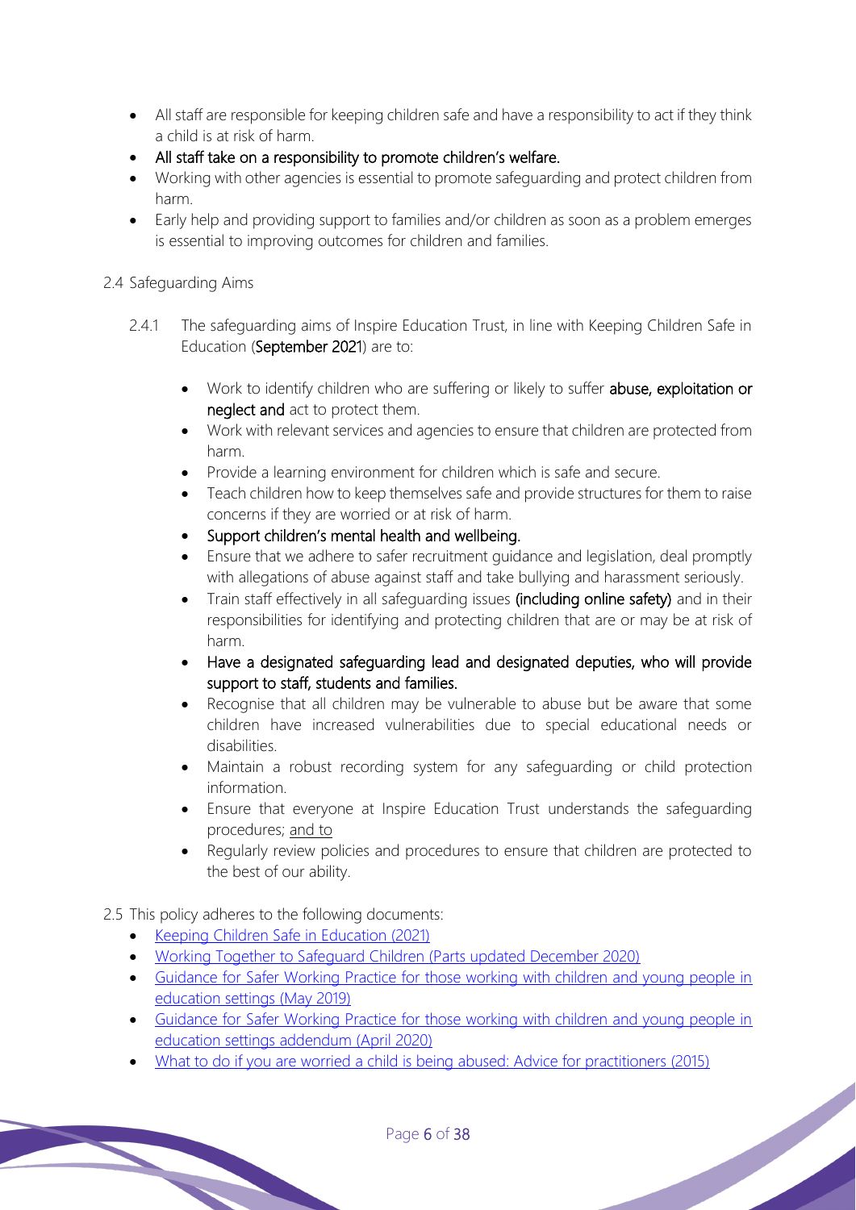- All staff are responsible for keeping children safe and have a responsibility to act if they think a child is at risk of harm.
- All staff take on a responsibility to promote children's welfare.
- Working with other agencies is essential to promote safeguarding and protect children from harm.
- Early help and providing support to families and/or children as soon as a problem emerges is essential to improving outcomes for children and families.

2.4 Safeguarding Aims

2.4.1 The safeguarding aims of Inspire Education Trust, in line with Keeping Children Safe in Education (**September 2021**) are to:

- Work to identify children who are suffering or likely to suffer **abuse, exploitation or neglect and** act to protect them.
- Work with relevant services and agencies to ensure that children are protected from harm.
- Provide a learning environment for children which is safe and secure.
- Teach children how to keep themselves safe and provide structures for them to raise concerns if they are worried or at risk of harm.
- Support children's mental health and wellbeing.
- Ensure that we adhere to safer recruitment guidance and legislation, deal promptly with allegations of abuse against staff and take bullying and harassment seriously.
- Train staff effectively in all safeguarding issues **(including online safety)** and in their responsibilities for identifying and protecting children that are or may be at risk of harm.
- Have a designated safeguarding lead and designated deputies, who will provide support to staff, students and families.
- Recognise that all children may be vulnerable to abuse but be aware that some children have increased vulnerabilities due to special educational needs or disabilities.
- Maintain a robust recording system for any safeguarding or child protection information.
- Ensure that everyone at Inspire Education Trust understands the safeguarding procedures; and to
- Regularly review policies and procedures to ensure that children are protected to the best of our ability.

2.5 This policy adheres to the following documents:

- Keeping Children Safe in Education (2021)
- Working Together to Safeguard Children (Parts updated December 2020)
- Guidance for Safer Working Practice for those working with children and young people in education settings (May 2019)
- Guidance for Safer Working Practice for those working with children and young people in education settings addendum (April 2020)
- What to do if you are worried a child is being abused: Advice for practitioners (2015)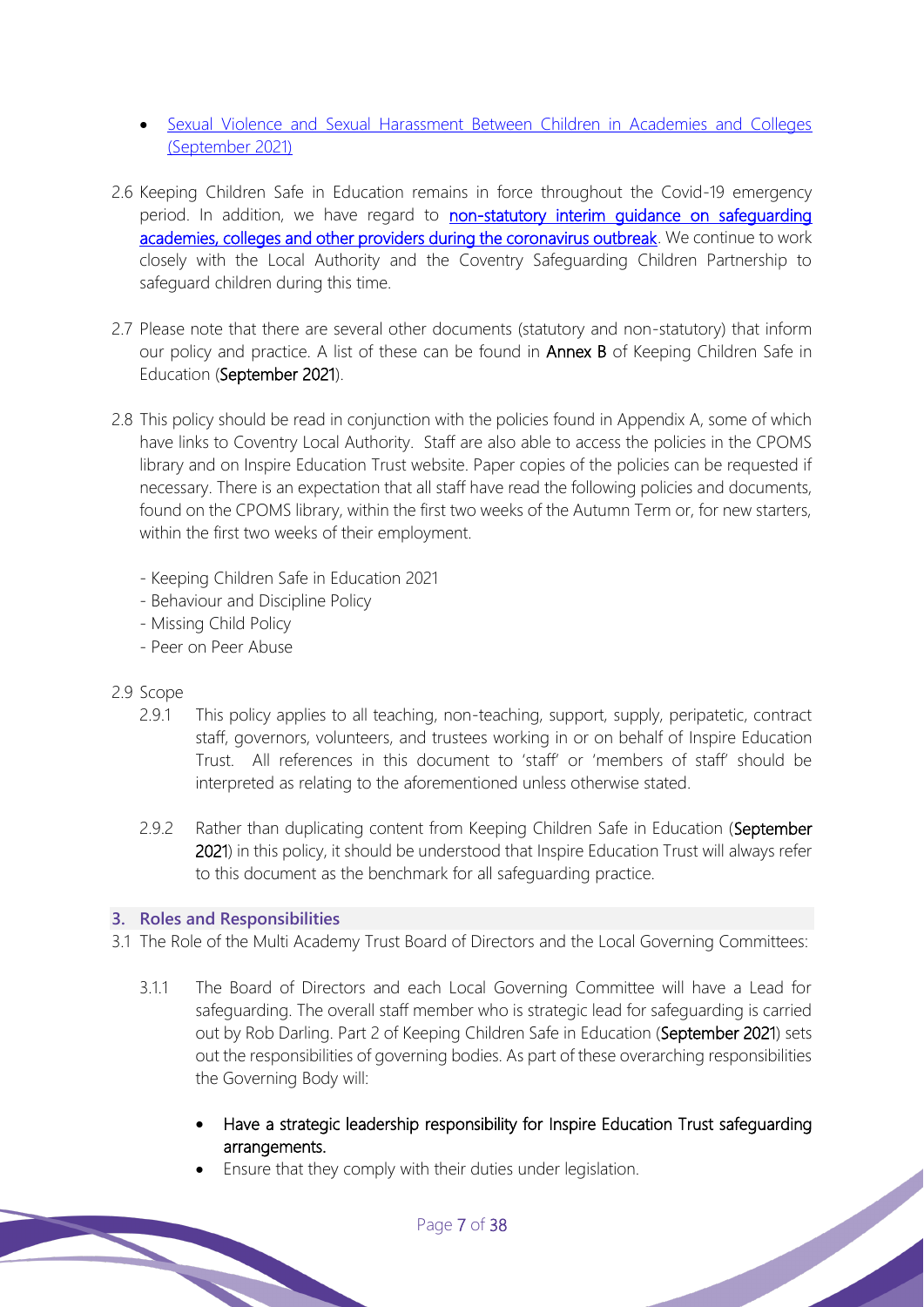- [Sexual Violence and Sexual Harassment Between Children in Academies and Colleges (September 2021)]

2.6 Keeping Children Safe in Education remains in force throughout the Covid-19 emergency period. In addition, we have regard to **non-statutory interim guidance on safeguarding academies, colleges and other providers during the coronavirus outbreak**. We continue to work closely with the Local Authority and the Coventry Safeguarding Children Partnership to safeguard children during this time.

2.7 Please note that there are several other documents (statutory and non-statutory) that inform our policy and practice. A list of these can be found in **Annex B** of Keeping Children Safe in Education (**September 2021**).

2.8 This policy should be read in conjunction with the policies found in Appendix A, some of which have links to Coventry Local Authority. Staff are also able to access the policies in the CPOMS library and on Inspire Education Trust website. Paper copies of the policies can be requested if necessary. There is an expectation that all staff have read the following policies and documents, found on the CPOMS library, within the first two weeks of the Autumn Term or, for new starters, within the first two weeks of their employment.

- Keeping Children Safe in Education 2021
- Behaviour and Discipline Policy
- Missing Child Policy
- Peer on Peer Abuse

2.9 Scope

2.9.1 This policy applies to all teaching, non-teaching, support, supply, peripatetic, contract staff, governors, volunteers, and trustees working in or on behalf of Inspire Education Trust. All references in this document to 'staff' or 'members of staff' should be interpreted as relating to the aforementioned unless otherwise stated.

2.9.2 Rather than duplicating content from Keeping Children Safe in Education (**September 2021**) in this policy, it should be understood that Inspire Education Trust will always refer to this document as the benchmark for all safeguarding practice.

## 3. Roles and Responsibilities

3.1 The Role of the Multi Academy Trust Board of Directors and the Local Governing Committees:

3.1.1 The Board of Directors and each Local Governing Committee will have a Lead for safeguarding. The overall staff member who is strategic lead for safeguarding is carried out by Rob Darling. Part 2 of Keeping Children Safe in Education (**September 2021**) sets out the responsibilities of governing bodies. As part of these overarching responsibilities the Governing Body will:

- Have a strategic leadership responsibility for Inspire Education Trust safeguarding arrangements.
- Ensure that they comply with their duties under legislation.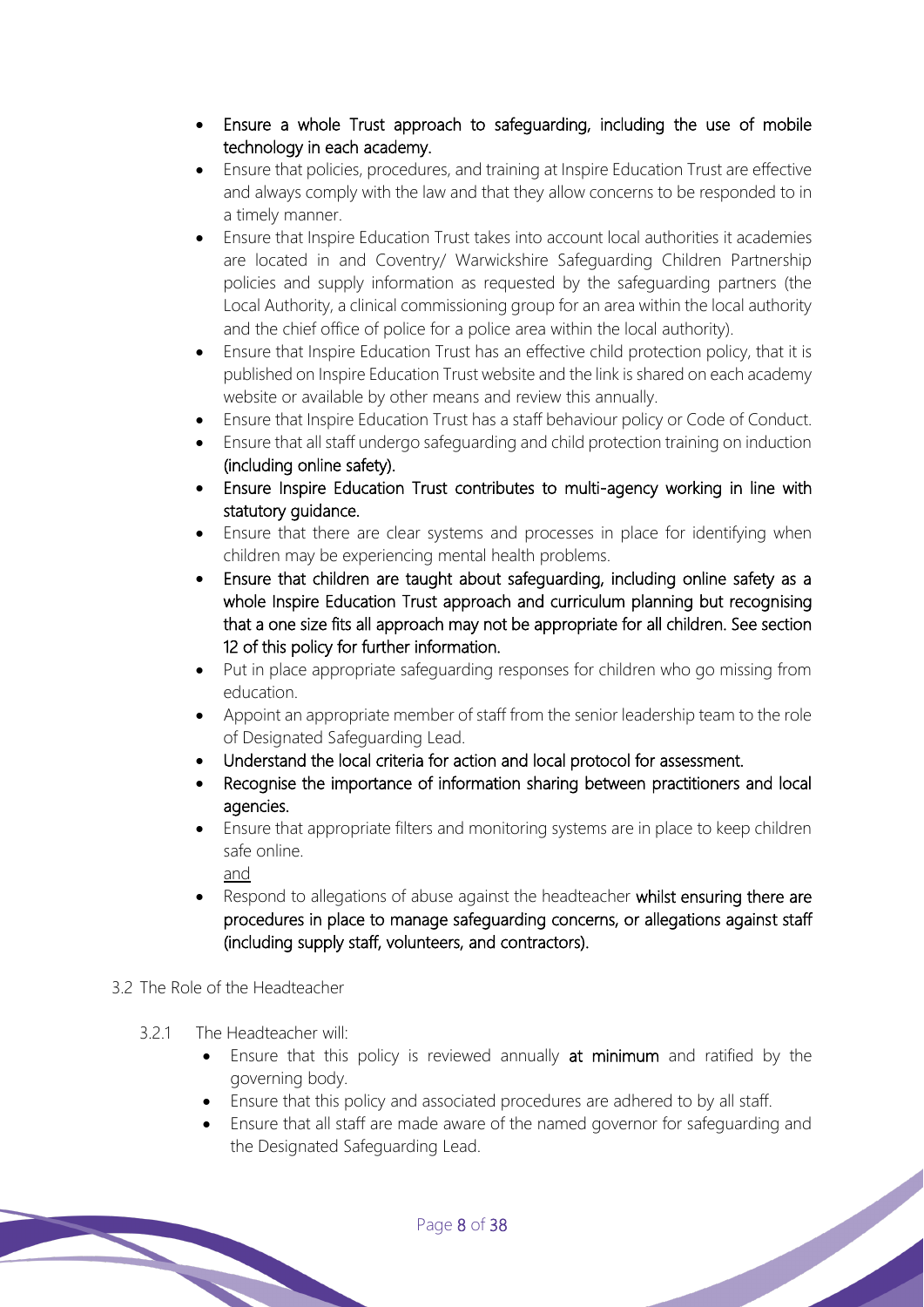- Ensure a whole Trust approach to safeguarding, including the use of mobile technology in each academy.
- Ensure that policies, procedures, and training at Inspire Education Trust are effective and always comply with the law and that they allow concerns to be responded to in a timely manner.
- Ensure that Inspire Education Trust takes into account local authorities it academies are located in and Coventry/ Warwickshire Safeguarding Children Partnership policies and supply information as requested by the safeguarding partners (the Local Authority, a clinical commissioning group for an area within the local authority and the chief office of police for a police area within the local authority).
- Ensure that Inspire Education Trust has an effective child protection policy, that it is published on Inspire Education Trust website and the link is shared on each academy website or available by other means and review this annually.
- Ensure that Inspire Education Trust has a staff behaviour policy or Code of Conduct.
- Ensure that all staff undergo safeguarding and child protection training on induction (including online safety).
- Ensure Inspire Education Trust contributes to multi-agency working in line with statutory guidance.
- Ensure that there are clear systems and processes in place for identifying when children may be experiencing mental health problems.
- Ensure that children are taught about safeguarding, including online safety as a whole Inspire Education Trust approach and curriculum planning but recognising that a one size fits all approach may not be appropriate for all children. See section 12 of this policy for further information.
- Put in place appropriate safeguarding responses for children who go missing from education.
- Appoint an appropriate member of staff from the senior leadership team to the role of Designated Safeguarding Lead.
- Understand the local criteria for action and local protocol for assessment.
- Recognise the importance of information sharing between practitioners and local agencies.
- Ensure that appropriate filters and monitoring systems are in place to keep children safe online.
  and
- Respond to allegations of abuse against the headteacher whilst ensuring there are procedures in place to manage safeguarding concerns, or allegations against staff (including supply staff, volunteers, and contractors).

3.2 The Role of the Headteacher

3.2.1 The Headteacher will:

- Ensure that this policy is reviewed annually **at minimum** and ratified by the governing body.
- Ensure that this policy and associated procedures are adhered to by all staff.
- Ensure that all staff are made aware of the named governor for safeguarding and the Designated Safeguarding Lead.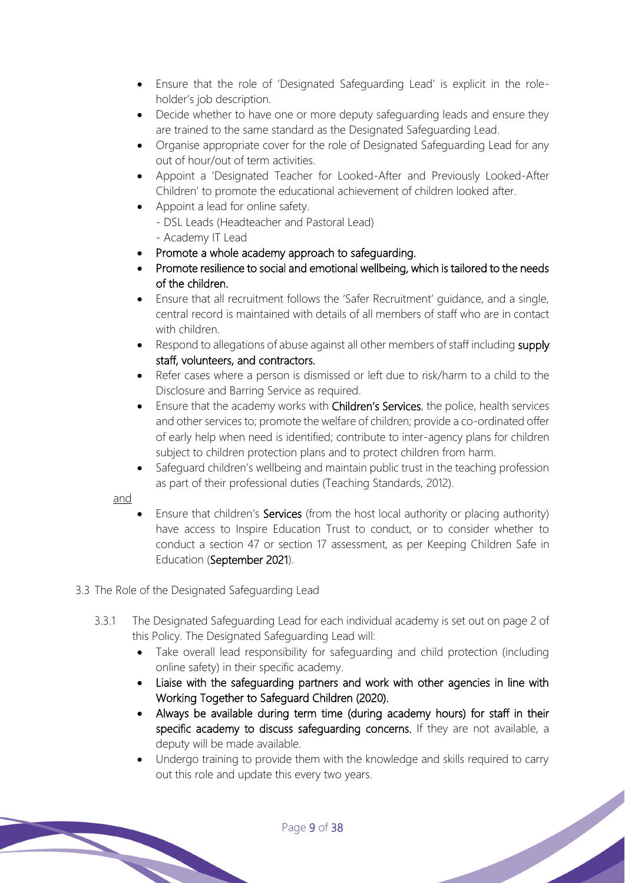- Ensure that the role of 'Designated Safeguarding Lead' is explicit in the role-holder's job description.
- Decide whether to have one or more deputy safeguarding leads and ensure they are trained to the same standard as the Designated Safeguarding Lead.
- Organise appropriate cover for the role of Designated Safeguarding Lead for any out of hour/out of term activities.
- Appoint a 'Designated Teacher for Looked-After and Previously Looked-After Children' to promote the educational achievement of children looked after.
- Appoint a lead for online safety.
  - DSL Leads (Headteacher and Pastoral Lead)
  - Academy IT Lead
- Promote a whole academy approach to safeguarding.
- Promote resilience to social and emotional wellbeing, which is tailored to the needs of the children.
- Ensure that all recruitment follows the 'Safer Recruitment' guidance, and a single, central record is maintained with details of all members of staff who are in contact with children.
- Respond to allegations of abuse against all other members of staff including supply staff, volunteers, and contractors.
- Refer cases where a person is dismissed or left due to risk/harm to a child to the Disclosure and Barring Service as required.
- Ensure that the academy works with Children's Services, the police, health services and other services to; promote the welfare of children; provide a co-ordinated offer of early help when need is identified; contribute to inter-agency plans for children subject to children protection plans and to protect children from harm.
- Safeguard children's wellbeing and maintain public trust in the teaching profession as part of their professional duties (Teaching Standards, 2012).

and

- Ensure that children's Services (from the host local authority or placing authority) have access to Inspire Education Trust to conduct, or to consider whether to conduct a section 47 or section 17 assessment, as per Keeping Children Safe in Education (September 2021).

3.3 The Role of the Designated Safeguarding Lead

3.3.1 The Designated Safeguarding Lead for each individual academy is set out on page 2 of this Policy. The Designated Safeguarding Lead will:

- Take overall lead responsibility for safeguarding and child protection (including online safety) in their specific academy.
- Liaise with the safeguarding partners and work with other agencies in line with Working Together to Safeguard Children (2020).
- Always be available during term time (during academy hours) for staff in their specific academy to discuss safeguarding concerns. If they are not available, a deputy will be made available.
- Undergo training to provide them with the knowledge and skills required to carry out this role and update this every two years.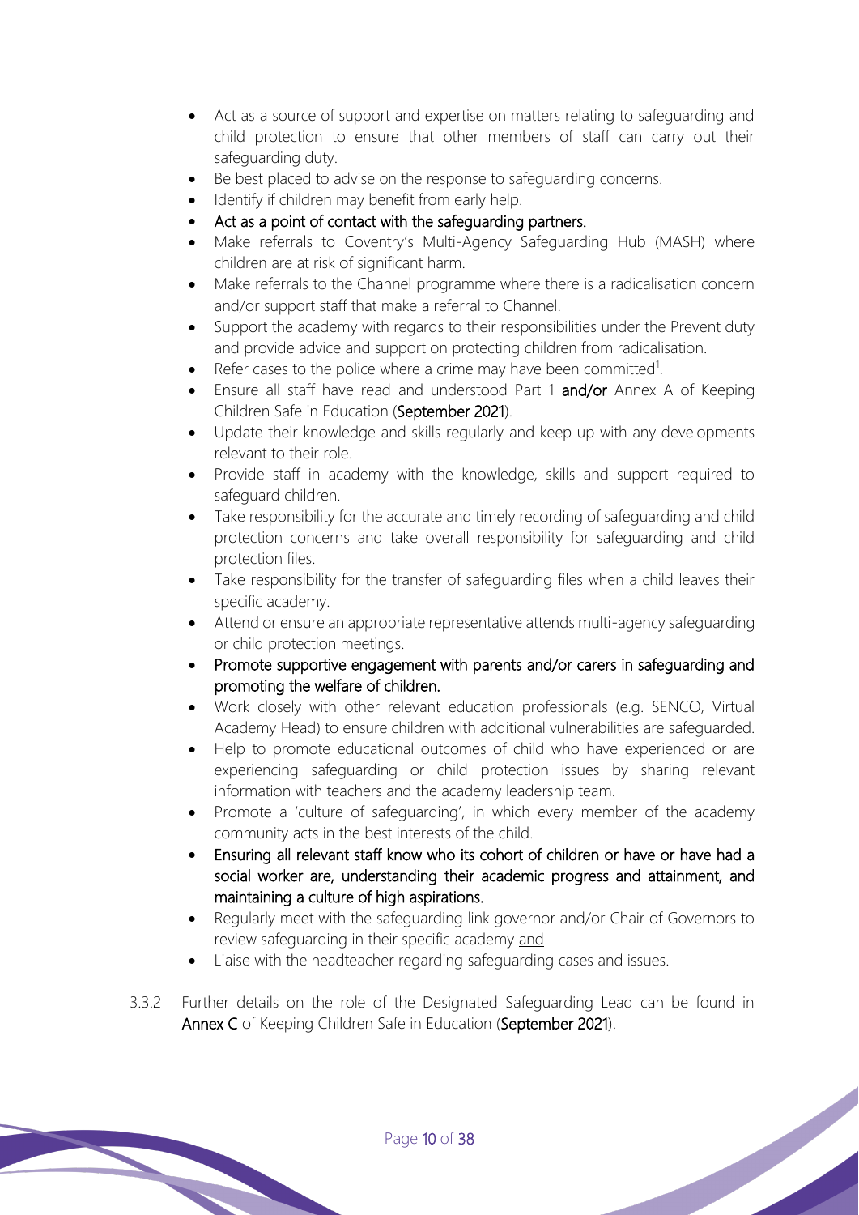- Act as a source of support and expertise on matters relating to safeguarding and child protection to ensure that other members of staff can carry out their safeguarding duty.
- Be best placed to advise on the response to safeguarding concerns.
- Identify if children may benefit from early help.
- Act as a point of contact with the safeguarding partners.
- Make referrals to Coventry's Multi-Agency Safeguarding Hub (MASH) where children are at risk of significant harm.
- Make referrals to the Channel programme where there is a radicalisation concern and/or support staff that make a referral to Channel.
- Support the academy with regards to their responsibilities under the Prevent duty and provide advice and support on protecting children from radicalisation.
- Refer cases to the police where a crime may have been committed[1].
- Ensure all staff have read and understood Part 1 **and/or** Annex A of Keeping Children Safe in Education (September 2021).
- Update their knowledge and skills regularly and keep up with any developments relevant to their role.
- Provide staff in academy with the knowledge, skills and support required to safeguard children.
- Take responsibility for the accurate and timely recording of safeguarding and child protection concerns and take overall responsibility for safeguarding and child protection files.
- Take responsibility for the transfer of safeguarding files when a child leaves their specific academy.
- Attend or ensure an appropriate representative attends multi-agency safeguarding or child protection meetings.
- Promote supportive engagement with parents and/or carers in safeguarding and promoting the welfare of children.
- Work closely with other relevant education professionals (e.g. SENCO, Virtual Academy Head) to ensure children with additional vulnerabilities are safeguarded.
- Help to promote educational outcomes of child who have experienced or are experiencing safeguarding or child protection issues by sharing relevant information with teachers and the academy leadership team.
- Promote a 'culture of safeguarding', in which every member of the academy community acts in the best interests of the child.
- Ensuring all relevant staff know who its cohort of children or have or have had a social worker are, understanding their academic progress and attainment, and maintaining a culture of high aspirations.
- Regularly meet with the safeguarding link governor and/or Chair of Governors to review safeguarding in their specific academy <u>and</u>
- Liaise with the headteacher regarding safeguarding cases and issues.

3.3.2 Further details on the role of the Designated Safeguarding Lead can be found in Annex C of Keeping Children Safe in Education (September 2021).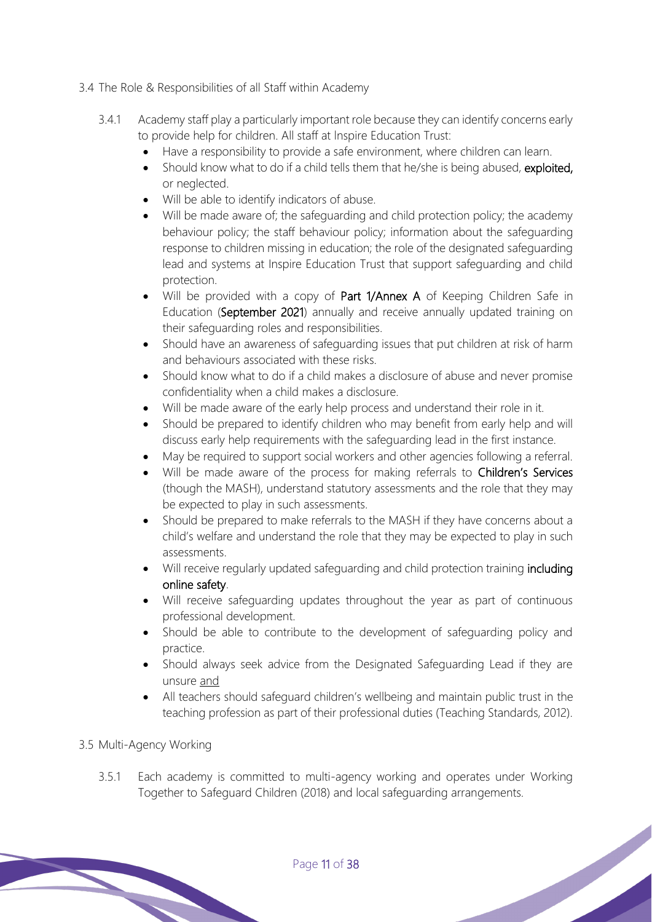## 3.4 The Role & Responsibilities of all Staff within Academy

3.4.1 Academy staff play a particularly important role because they can identify concerns early to provide help for children. All staff at Inspire Education Trust:

- Have a responsibility to provide a safe environment, where children can learn.
- Should know what to do if a child tells them that he/she is being abused, **exploited,** or neglected.
- Will be able to identify indicators of abuse.
- Will be made aware of; the safeguarding and child protection policy; the academy behaviour policy; the staff behaviour policy; information about the safeguarding response to children missing in education; the role of the designated safeguarding lead and systems at Inspire Education Trust that support safeguarding and child protection.
- Will be provided with a copy of **Part 1/Annex A** of Keeping Children Safe in Education (**September 2021**) annually and receive annually updated training on their safeguarding roles and responsibilities.
- Should have an awareness of safeguarding issues that put children at risk of harm and behaviours associated with these risks.
- Should know what to do if a child makes a disclosure of abuse and never promise confidentiality when a child makes a disclosure.
- Will be made aware of the early help process and understand their role in it.
- Should be prepared to identify children who may benefit from early help and will discuss early help requirements with the safeguarding lead in the first instance.
- May be required to support social workers and other agencies following a referral.
- Will be made aware of the process for making referrals to **Children's Services** (though the MASH), understand statutory assessments and the role that they may be expected to play in such assessments.
- Should be prepared to make referrals to the MASH if they have concerns about a child's welfare and understand the role that they may be expected to play in such assessments.
- Will receive regularly updated safeguarding and child protection training **including online safety**.
- Will receive safeguarding updates throughout the year as part of continuous professional development.
- Should be able to contribute to the development of safeguarding policy and practice.
- Should always seek advice from the Designated Safeguarding Lead if they are unsure and
- All teachers should safeguard children's wellbeing and maintain public trust in the teaching profession as part of their professional duties (Teaching Standards, 2012).

## 3.5 Multi-Agency Working

3.5.1 Each academy is committed to multi-agency working and operates under Working Together to Safeguard Children (2018) and local safeguarding arrangements.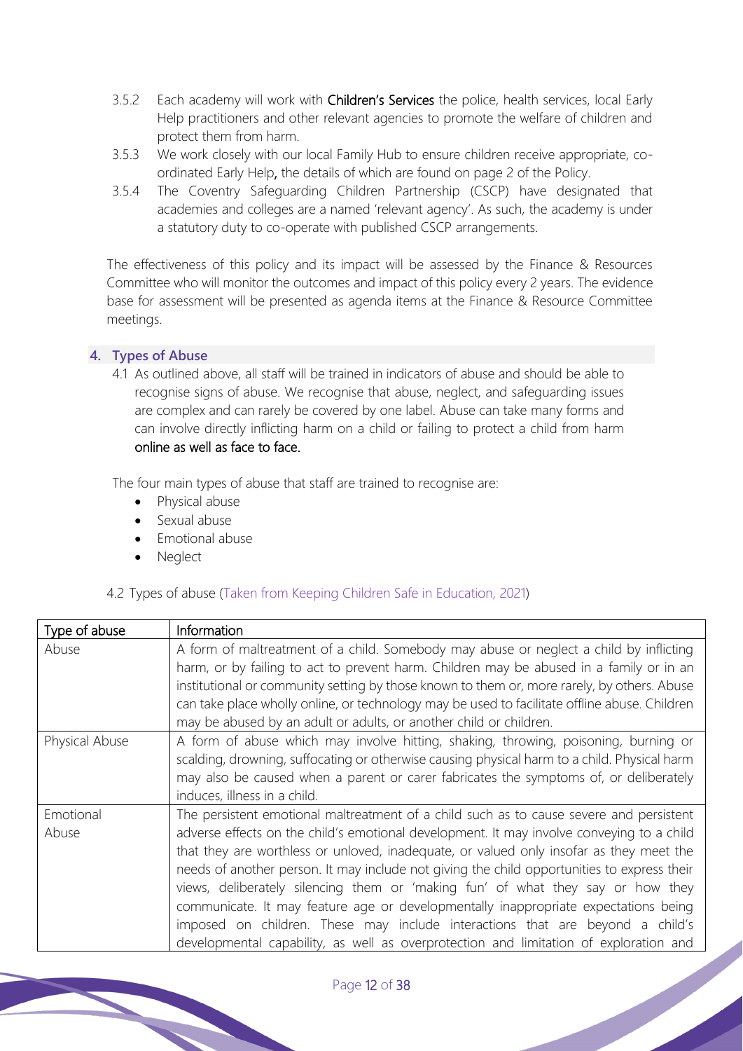3.5.2 Each academy will work with **Children's Services** the police, health services, local Early Help practitioners and other relevant agencies to promote the welfare of children and protect them from harm.

3.5.3 We work closely with our local Family Hub to ensure children receive appropriate, co-ordinated Early Help, the details of which are found on page 2 of the Policy.

3.5.4 The Coventry Safeguarding Children Partnership (CSCP) have designated that academies and colleges are a named 'relevant agency'. As such, the academy is under a statutory duty to co-operate with published CSCP arrangements.

The effectiveness of this policy and its impact will be assessed by the Finance & Resources Committee who will monitor the outcomes and impact of this policy every 2 years. The evidence base for assessment will be presented as agenda items at the Finance & Resource Committee meetings.

## 4. Types of Abuse

4.1 As outlined above, all staff will be trained in indicators of abuse and should be able to recognise signs of abuse. We recognise that abuse, neglect, and safeguarding issues are complex and can rarely be covered by one label. Abuse can take many forms and can involve directly inflicting harm on a child or failing to protect a child from harm online as well as face to face.

The four main types of abuse that staff are trained to recognise are:

- Physical abuse
- Sexual abuse
- Emotional abuse
- Neglect

4.2 Types of abuse (Taken from Keeping Children Safe in Education, 2021)

| Type of abuse | Information |
|---|---|
| Abuse | A form of maltreatment of a child. Somebody may abuse or neglect a child by inflicting harm, or by failing to act to prevent harm. Children may be abused in a family or in an institutional or community setting by those known to them or, more rarely, by others. Abuse can take place wholly online, or technology may be used to facilitate offline abuse. Children may be abused by an adult or adults, or another child or children. |
| Physical Abuse | A form of abuse which may involve hitting, shaking, throwing, poisoning, burning or scalding, drowning, suffocating or otherwise causing physical harm to a child. Physical harm may also be caused when a parent or carer fabricates the symptoms of, or deliberately induces, illness in a child. |
| Emotional Abuse | The persistent emotional maltreatment of a child such as to cause severe and persistent adverse effects on the child's emotional development. It may involve conveying to a child that they are worthless or unloved, inadequate, or valued only insofar as they meet the needs of another person. It may include not giving the child opportunities to express their views, deliberately silencing them or 'making fun' of what they say or how they communicate. It may feature age or developmentally inappropriate expectations being imposed on children. These may include interactions that are beyond a child's developmental capability, as well as overprotection and limitation of exploration and |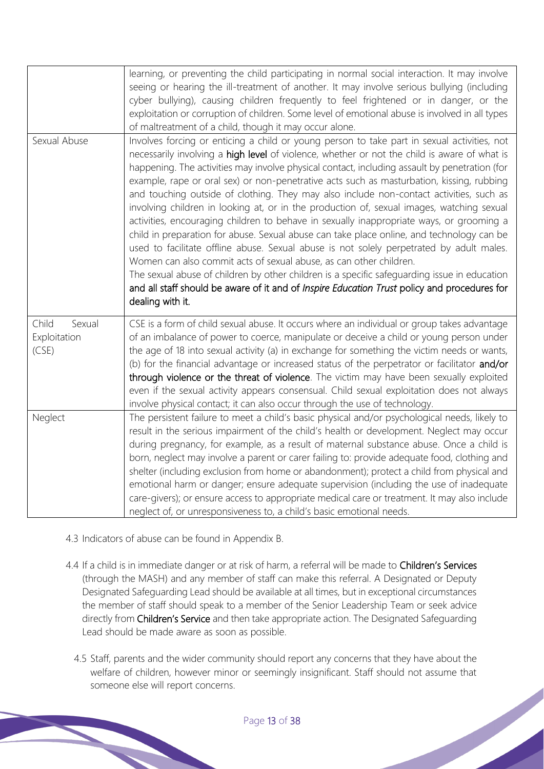| | |
|---|---|
| | learning, or preventing the child participating in normal social interaction. It may involve seeing or hearing the ill-treatment of another. It may involve serious bullying (including cyber bullying), causing children frequently to feel frightened or in danger, or the exploitation or corruption of children. Some level of emotional abuse is involved in all types of maltreatment of a child, though it may occur alone. |
| Sexual Abuse | Involves forcing or enticing a child or young person to take part in sexual activities, not necessarily involving a **high level** of violence, whether or not the child is aware of what is happening. The activities may involve physical contact, including assault by penetration (for example, rape or oral sex) or non-penetrative acts such as masturbation, kissing, rubbing and touching outside of clothing. They may also include non-contact activities, such as involving children in looking at, or in the production of, sexual images, watching sexual activities, encouraging children to behave in sexually inappropriate ways, or grooming a child in preparation for abuse. Sexual abuse can take place online, and technology can be used to facilitate offline abuse. Sexual abuse is not solely perpetrated by adult males. Women can also commit acts of sexual abuse, as can other children.<br>The sexual abuse of children by other children is a specific safeguarding issue in education and all staff should be aware of it and of *Inspire Education Trust* policy and procedures for dealing with it. |
| Child Sexual Exploitation (CSE) | CSE is a form of child sexual abuse. It occurs where an individual or group takes advantage of an imbalance of power to coerce, manipulate or deceive a child or young person under the age of 18 into sexual activity (a) in exchange for something the victim needs or wants, (b) for the financial advantage or increased status of the perpetrator or facilitator **and/or through violence or the threat of violence**. The victim may have been sexually exploited even if the sexual activity appears consensual. Child sexual exploitation does not always involve physical contact; it can also occur through the use of technology. |
| Neglect | The persistent failure to meet a child's basic physical and/or psychological needs, likely to result in the serious impairment of the child's health or development. Neglect may occur during pregnancy, for example, as a result of maternal substance abuse. Once a child is born, neglect may involve a parent or carer failing to: provide adequate food, clothing and shelter (including exclusion from home or abandonment); protect a child from physical and emotional harm or danger; ensure adequate supervision (including the use of inadequate care-givers); or ensure access to appropriate medical care or treatment. It may also include neglect of, or unresponsiveness to, a child's basic emotional needs. |

4.3 Indicators of abuse can be found in Appendix B.

4.4 If a child is in immediate danger or at risk of harm, a referral will be made to **Children's Services** (through the MASH) and any member of staff can make this referral. A Designated or Deputy Designated Safeguarding Lead should be available at all times, but in exceptional circumstances the member of staff should speak to a member of the Senior Leadership Team or seek advice directly from **Children's Service** and then take appropriate action. The Designated Safeguarding Lead should be made aware as soon as possible.

4.5 Staff, parents and the wider community should report any concerns that they have about the welfare of children, however minor or seemingly insignificant. Staff should not assume that someone else will report concerns.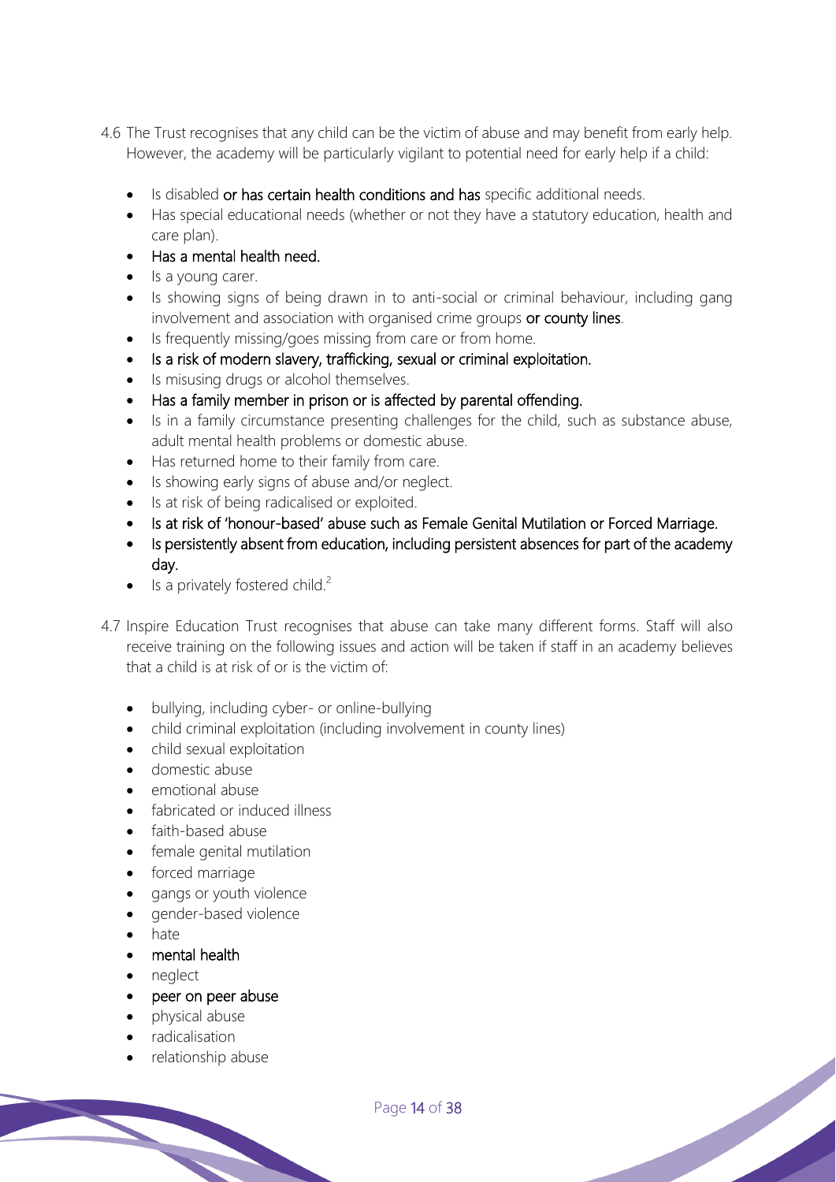4.6 The Trust recognises that any child can be the victim of abuse and may benefit from early help. However, the academy will be particularly vigilant to potential need for early help if a child:

- Is disabled or has certain health conditions and has specific additional needs.
- Has special educational needs (whether or not they have a statutory education, health and care plan).
- Has a mental health need.
- Is a young carer.
- Is showing signs of being drawn in to anti-social or criminal behaviour, including gang involvement and association with organised crime groups or county lines.
- Is frequently missing/goes missing from care or from home.
- Is a risk of modern slavery, trafficking, sexual or criminal exploitation.
- Is misusing drugs or alcohol themselves.
- Has a family member in prison or is affected by parental offending.
- Is in a family circumstance presenting challenges for the child, such as substance abuse, adult mental health problems or domestic abuse.
- Has returned home to their family from care.
- Is showing early signs of abuse and/or neglect.
- Is at risk of being radicalised or exploited.
- Is at risk of 'honour-based' abuse such as Female Genital Mutilation or Forced Marriage.
- Is persistently absent from education, including persistent absences for part of the academy day.
- Is a privately fostered child.[2]

4.7 Inspire Education Trust recognises that abuse can take many different forms. Staff will also receive training on the following issues and action will be taken if staff in an academy believes that a child is at risk of or is the victim of:

- bullying, including cyber- or online-bullying
- child criminal exploitation (including involvement in county lines)
- child sexual exploitation
- domestic abuse
- emotional abuse
- fabricated or induced illness
- faith-based abuse
- female genital mutilation
- forced marriage
- gangs or youth violence
- gender-based violence
- hate
- mental health
- neglect
- peer on peer abuse
- physical abuse
- radicalisation
- relationship abuse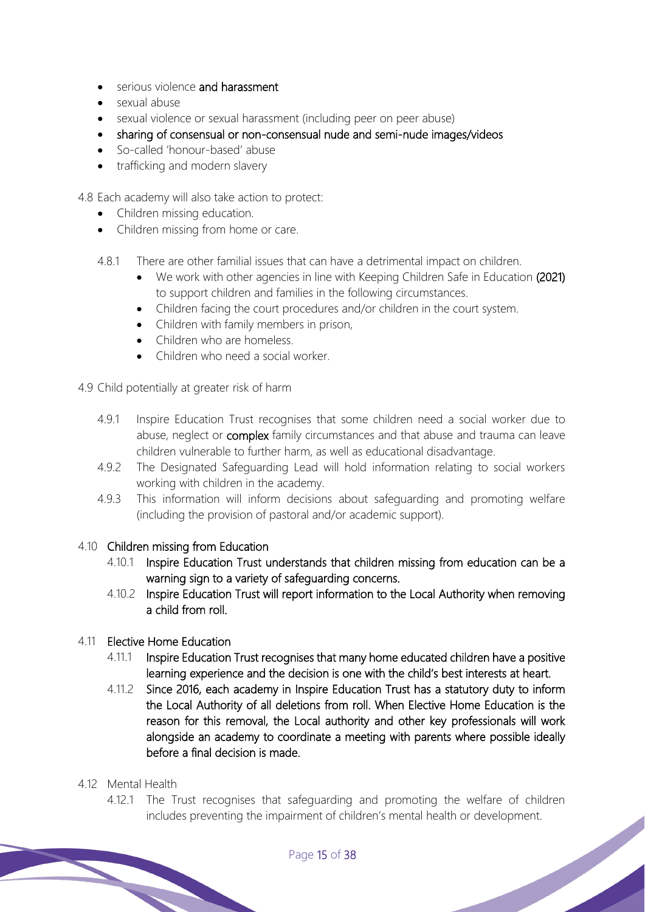- serious violence and harassment
- sexual abuse
- sexual violence or sexual harassment (including peer on peer abuse)
- sharing of consensual or non-consensual nude and semi-nude images/videos
- So-called 'honour-based' abuse
- trafficking and modern slavery

4.8 Each academy will also take action to protect:

- Children missing education.
- Children missing from home or care.

4.8.1 There are other familial issues that can have a detrimental impact on children.

- We work with other agencies in line with Keeping Children Safe in Education (2021) to support children and families in the following circumstances.
- Children facing the court procedures and/or children in the court system.
- Children with family members in prison,
- Children who are homeless.
- Children who need a social worker.

4.9 Child potentially at greater risk of harm

4.9.1 Inspire Education Trust recognises that some children need a social worker due to abuse, neglect or complex family circumstances and that abuse and trauma can leave children vulnerable to further harm, as well as educational disadvantage.

4.9.2 The Designated Safeguarding Lead will hold information relating to social workers working with children in the academy.

4.9.3 This information will inform decisions about safeguarding and promoting welfare (including the provision of pastoral and/or academic support).

4.10 Children missing from Education

4.10.1 Inspire Education Trust understands that children missing from education can be a warning sign to a variety of safeguarding concerns.

4.10.2 Inspire Education Trust will report information to the Local Authority when removing a child from roll.

4.11 Elective Home Education

4.11.1 Inspire Education Trust recognises that many home educated children have a positive learning experience and the decision is one with the child's best interests at heart.

4.11.2 Since 2016, each academy in Inspire Education Trust has a statutory duty to inform the Local Authority of all deletions from roll. When Elective Home Education is the reason for this removal, the Local authority and other key professionals will work alongside an academy to coordinate a meeting with parents where possible ideally before a final decision is made.

4.12 Mental Health

4.12.1 The Trust recognises that safeguarding and promoting the welfare of children includes preventing the impairment of children's mental health or development.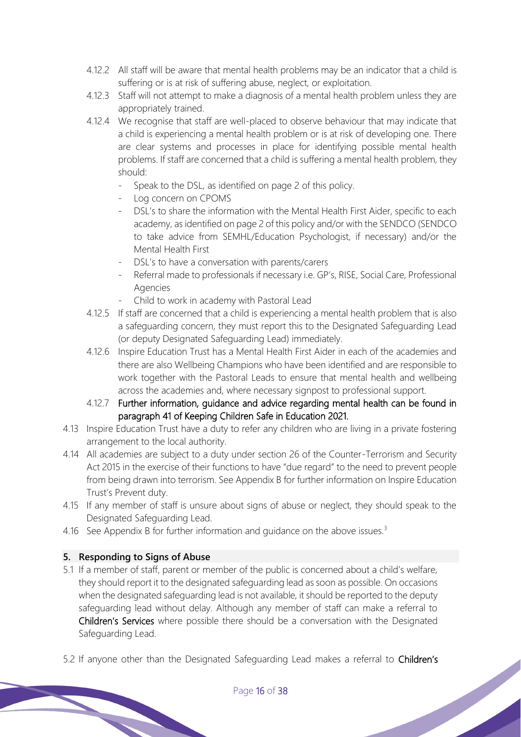4.12.2 All staff will be aware that mental health problems may be an indicator that a child is suffering or is at risk of suffering abuse, neglect, or exploitation.

4.12.3 Staff will not attempt to make a diagnosis of a mental health problem unless they are appropriately trained.

4.12.4 We recognise that staff are well-placed to observe behaviour that may indicate that a child is experiencing a mental health problem or is at risk of developing one. There are clear systems and processes in place for identifying possible mental health problems. If staff are concerned that a child is suffering a mental health problem, they should:

- Speak to the DSL, as identified on page 2 of this policy.
- Log concern on CPOMS
- DSL's to share the information with the Mental Health First Aider, specific to each academy, as identified on page 2 of this policy and/or with the SENDCO (SENDCO to take advice from SEMHL/Education Psychologist, if necessary) and/or the Mental Health First
- DSL's to have a conversation with parents/carers
- Referral made to professionals if necessary i.e. GP's, RISE, Social Care, Professional Agencies
- Child to work in academy with Pastoral Lead

4.12.5 If staff are concerned that a child is experiencing a mental health problem that is also a safeguarding concern, they must report this to the Designated Safeguarding Lead (or deputy Designated Safeguarding Lead) immediately.

4.12.6 Inspire Education Trust has a Mental Health First Aider in each of the academies and there are also Wellbeing Champions who have been identified and are responsible to work together with the Pastoral Leads to ensure that mental health and wellbeing across the academies and, where necessary signpost to professional support.

4.12.7 Further information, guidance and advice regarding mental health can be found in paragraph 41 of Keeping Children Safe in Education 2021.

4.13 Inspire Education Trust have a duty to refer any children who are living in a private fostering arrangement to the local authority.

4.14 All academies are subject to a duty under section 26 of the Counter-Terrorism and Security Act 2015 in the exercise of their functions to have "due regard" to the need to prevent people from being drawn into terrorism. See Appendix B for further information on Inspire Education Trust's Prevent duty.

4.15 If any member of staff is unsure about signs of abuse or neglect, they should speak to the Designated Safeguarding Lead.

4.16 See Appendix B for further information and guidance on the above issues.[3]

## 5. Responding to Signs of Abuse

5.1 If a member of staff, parent or member of the public is concerned about a child's welfare, they should report it to the designated safeguarding lead as soon as possible. On occasions when the designated safeguarding lead is not available, it should be reported to the deputy safeguarding lead without delay. Although any member of staff can make a referral to Children's Services where possible there should be a conversation with the Designated Safeguarding Lead.

5.2 If anyone other than the Designated Safeguarding Lead makes a referral to Children's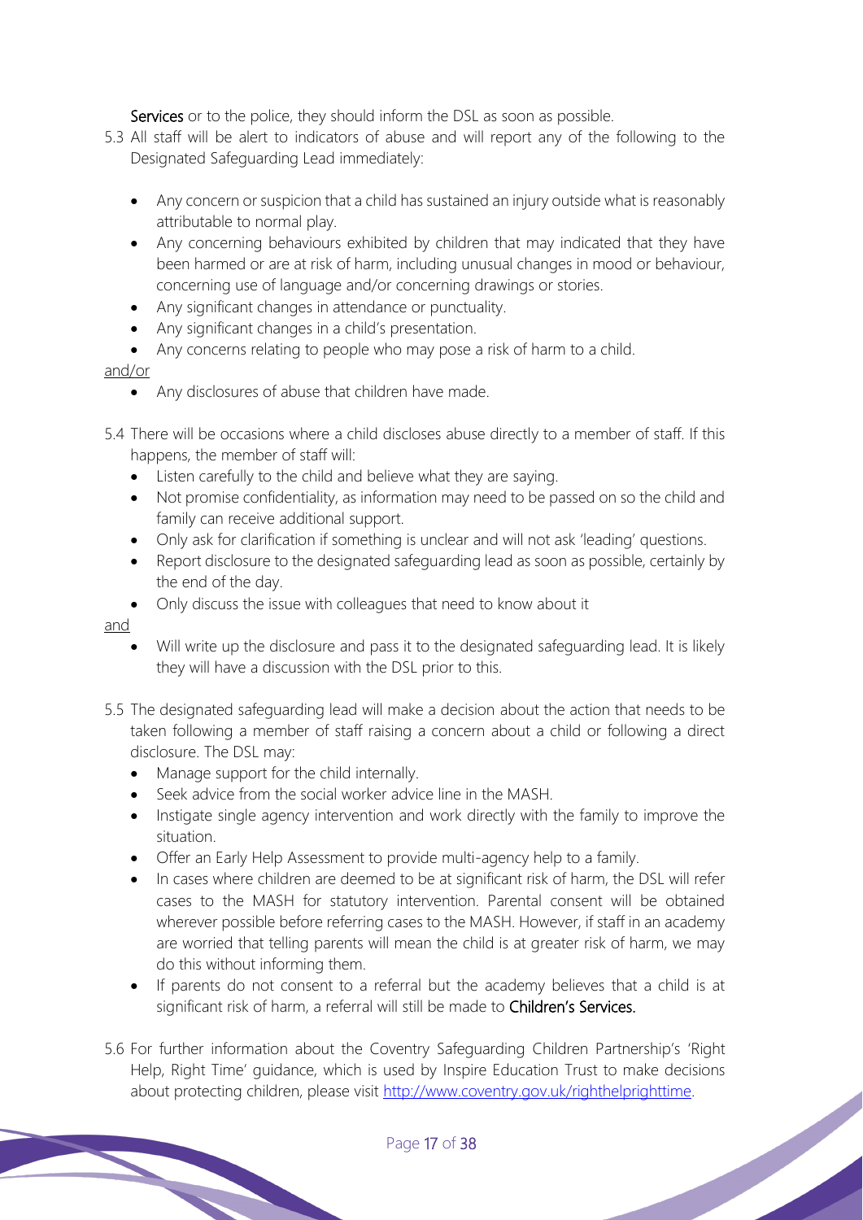Services or to the police, they should inform the DSL as soon as possible.

5.3 All staff will be alert to indicators of abuse and will report any of the following to the Designated Safeguarding Lead immediately:

- Any concern or suspicion that a child has sustained an injury outside what is reasonably attributable to normal play.
- Any concerning behaviours exhibited by children that may indicated that they have been harmed or are at risk of harm, including unusual changes in mood or behaviour, concerning use of language and/or concerning drawings or stories.
- Any significant changes in attendance or punctuality.
- Any significant changes in a child's presentation.
- Any concerns relating to people who may pose a risk of harm to a child.

<u>and/or</u>

- Any disclosures of abuse that children have made.

5.4 There will be occasions where a child discloses abuse directly to a member of staff. If this happens, the member of staff will:

- Listen carefully to the child and believe what they are saying.
- Not promise confidentiality, as information may need to be passed on so the child and family can receive additional support.
- Only ask for clarification if something is unclear and will not ask 'leading' questions.
- Report disclosure to the designated safeguarding lead as soon as possible, certainly by the end of the day.
- Only discuss the issue with colleagues that need to know about it

<u>and</u>

- Will write up the disclosure and pass it to the designated safeguarding lead. It is likely they will have a discussion with the DSL prior to this.

5.5 The designated safeguarding lead will make a decision about the action that needs to be taken following a member of staff raising a concern about a child or following a direct disclosure. The DSL may:

- Manage support for the child internally.
- Seek advice from the social worker advice line in the MASH.
- Instigate single agency intervention and work directly with the family to improve the situation.
- Offer an Early Help Assessment to provide multi-agency help to a family.
- In cases where children are deemed to be at significant risk of harm, the DSL will refer cases to the MASH for statutory intervention. Parental consent will be obtained wherever possible before referring cases to the MASH. However, if staff in an academy are worried that telling parents will mean the child is at greater risk of harm, we may do this without informing them.
- If parents do not consent to a referral but the academy believes that a child is at significant risk of harm, a referral will still be made to **Children's Services.**

5.6 For further information about the Coventry Safeguarding Children Partnership's 'Right Help, Right Time' guidance, which is used by Inspire Education Trust to make decisions about protecting children, please visit [http://www.coventry.gov.uk/righthelprighttime](http://www.coventry.gov.uk/righthelprighttime).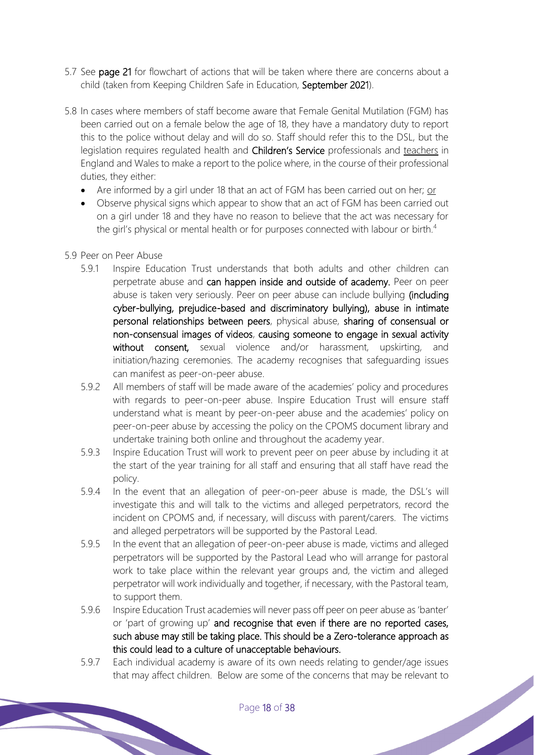5.7 See **page 21** for flowchart of actions that will be taken where there are concerns about a child (taken from Keeping Children Safe in Education, **September 2021**).

5.8 In cases where members of staff become aware that Female Genital Mutilation (FGM) has been carried out on a female below the age of 18, they have a mandatory duty to report this to the police without delay and will do so. Staff should refer this to the DSL, but the legislation requires regulated health and **Children's Service** professionals and teachers in England and Wales to make a report to the police where, in the course of their professional duties, they either:

- Are informed by a girl under 18 that an act of FGM has been carried out on her; or
- Observe physical signs which appear to show that an act of FGM has been carried out on a girl under 18 and they have no reason to believe that the act was necessary for the girl's physical or mental health or for purposes connected with labour or birth.[4]

5.9 Peer on Peer Abuse

5.9.1 Inspire Education Trust understands that both adults and other children can perpetrate abuse and **can happen inside and outside of academy.** Peer on peer abuse is taken very seriously. Peer on peer abuse can include bullying **(including cyber-bullying, prejudice-based and discriminatory bullying), abuse in intimate personal relationships between peers**, physical abuse, **sharing of consensual or non-consensual images of videos**, **causing someone to engage in sexual activity without consent,** sexual violence and/or harassment, upskirting, and initiation/hazing ceremonies. The academy recognises that safeguarding issues can manifest as peer-on-peer abuse.

5.9.2 All members of staff will be made aware of the academies' policy and procedures with regards to peer-on-peer abuse. Inspire Education Trust will ensure staff understand what is meant by peer-on-peer abuse and the academies' policy on peer-on-peer abuse by accessing the policy on the CPOMS document library and undertake training both online and throughout the academy year.

5.9.3 Inspire Education Trust will work to prevent peer on peer abuse by including it at the start of the year training for all staff and ensuring that all staff have read the policy.

5.9.4 In the event that an allegation of peer-on-peer abuse is made, the DSL's will investigate this and will talk to the victims and alleged perpetrators, record the incident on CPOMS and, if necessary, will discuss with parent/carers. The victims and alleged perpetrators will be supported by the Pastoral Lead.

5.9.5 In the event that an allegation of peer-on-peer abuse is made, victims and alleged perpetrators will be supported by the Pastoral Lead who will arrange for pastoral work to take place within the relevant year groups and, the victim and alleged perpetrator will work individually and together, if necessary, with the Pastoral team, to support them.

5.9.6 Inspire Education Trust academies will never pass off peer on peer abuse as 'banter' or 'part of growing up' **and recognise that even if there are no reported cases, such abuse may still be taking place. This should be a Zero-tolerance approach as this could lead to a culture of unacceptable behaviours.**

5.9.7 Each individual academy is aware of its own needs relating to gender/age issues that may affect children. Below are some of the concerns that may be relevant to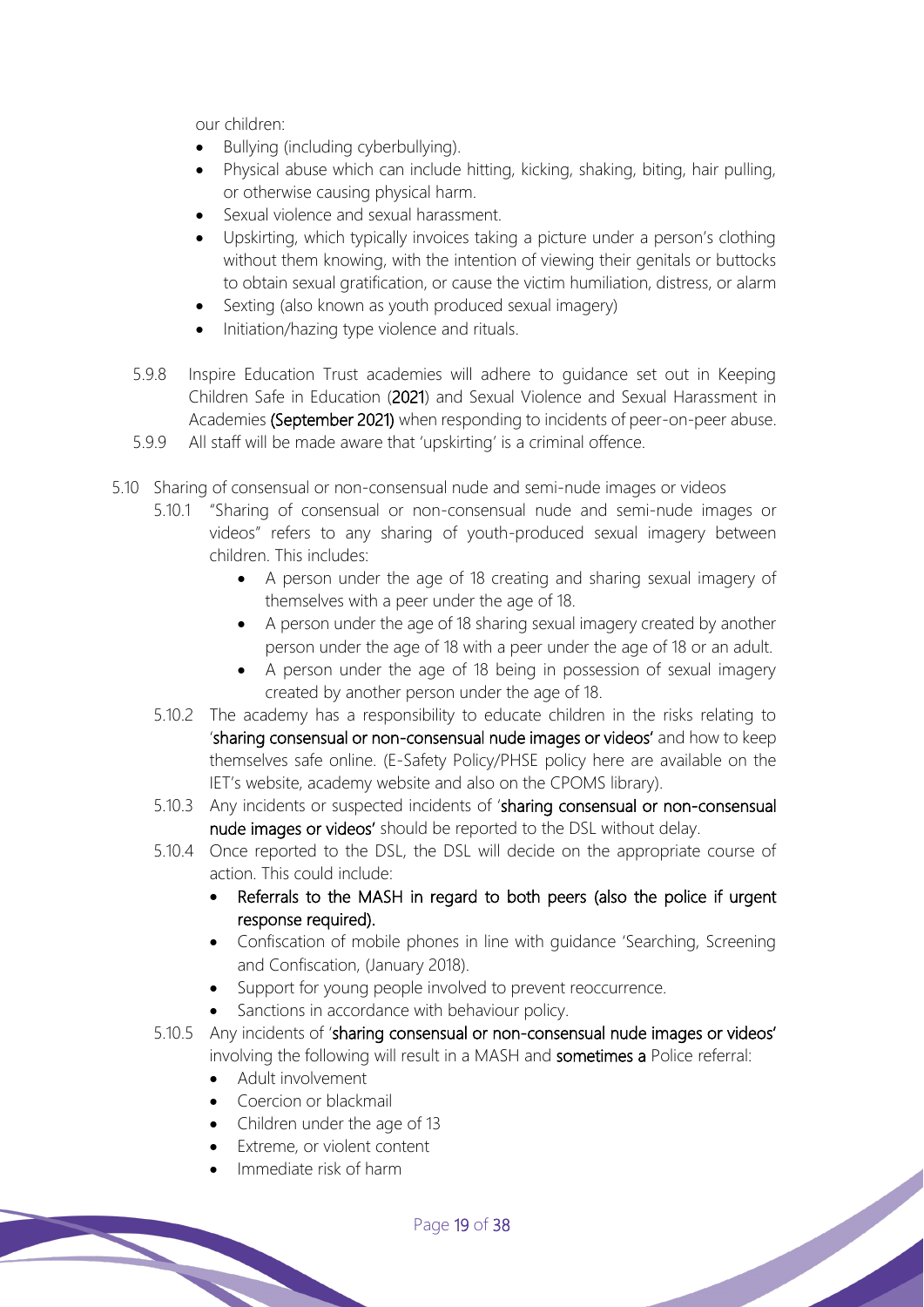our children:

- Bullying (including cyberbullying).
- Physical abuse which can include hitting, kicking, shaking, biting, hair pulling, or otherwise causing physical harm.
- Sexual violence and sexual harassment.
- Upskirting, which typically invoices taking a picture under a person's clothing without them knowing, with the intention of viewing their genitals or buttocks to obtain sexual gratification, or cause the victim humiliation, distress, or alarm
- Sexting (also known as youth produced sexual imagery)
- Initiation/hazing type violence and rituals.

5.9.8 Inspire Education Trust academies will adhere to guidance set out in Keeping Children Safe in Education (2021) and Sexual Violence and Sexual Harassment in Academies (September 2021) when responding to incidents of peer-on-peer abuse.

5.9.9 All staff will be made aware that 'upskirting' is a criminal offence.

5.10 Sharing of consensual or non-consensual nude and semi-nude images or videos

5.10.1 "Sharing of consensual or non-consensual nude and semi-nude images or videos" refers to any sharing of youth-produced sexual imagery between children. This includes:

- A person under the age of 18 creating and sharing sexual imagery of themselves with a peer under the age of 18.
- A person under the age of 18 sharing sexual imagery created by another person under the age of 18 with a peer under the age of 18 or an adult.
- A person under the age of 18 being in possession of sexual imagery created by another person under the age of 18.

5.10.2 The academy has a responsibility to educate children in the risks relating to 'sharing consensual or non-consensual nude images or videos' and how to keep themselves safe online. (E-Safety Policy/PHSE policy here are available on the IET's website, academy website and also on the CPOMS library).

5.10.3 Any incidents or suspected incidents of 'sharing consensual or non-consensual nude images or videos' should be reported to the DSL without delay.

5.10.4 Once reported to the DSL, the DSL will decide on the appropriate course of action. This could include:

- Referrals to the MASH in regard to both peers (also the police if urgent response required).
- Confiscation of mobile phones in line with guidance 'Searching, Screening and Confiscation, (January 2018).
- Support for young people involved to prevent reoccurrence.
- Sanctions in accordance with behaviour policy.

5.10.5 Any incidents of 'sharing consensual or non-consensual nude images or videos' involving the following will result in a MASH and sometimes a Police referral:

- Adult involvement
- Coercion or blackmail
- Children under the age of 13
- Extreme, or violent content
- Immediate risk of harm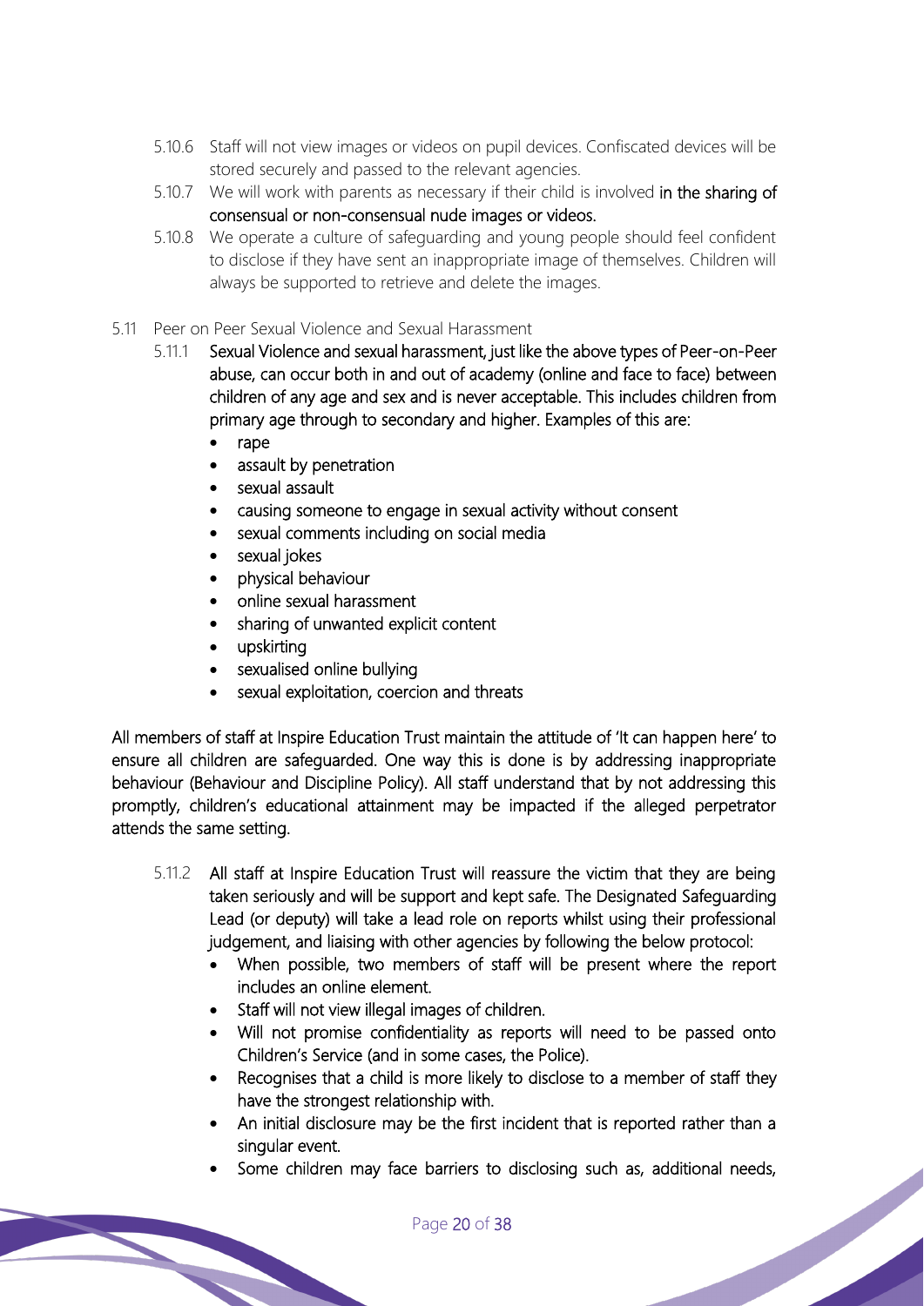5.10.6 Staff will not view images or videos on pupil devices. Confiscated devices will be stored securely and passed to the relevant agencies.

5.10.7 We will work with parents as necessary if their child is involved in the sharing of consensual or non-consensual nude images or videos.

5.10.8 We operate a culture of safeguarding and young people should feel confident to disclose if they have sent an inappropriate image of themselves. Children will always be supported to retrieve and delete the images.

5.11 Peer on Peer Sexual Violence and Sexual Harassment

5.11.1 Sexual Violence and sexual harassment, just like the above types of Peer-on-Peer abuse, can occur both in and out of academy (online and face to face) between children of any age and sex and is never acceptable. This includes children from primary age through to secondary and higher. Examples of this are:

- rape
- assault by penetration
- sexual assault
- causing someone to engage in sexual activity without consent
- sexual comments including on social media
- sexual jokes
- physical behaviour
- online sexual harassment
- sharing of unwanted explicit content
- upskirting
- sexualised online bullying
- sexual exploitation, coercion and threats

All members of staff at Inspire Education Trust maintain the attitude of 'It can happen here' to ensure all children are safeguarded. One way this is done is by addressing inappropriate behaviour (Behaviour and Discipline Policy). All staff understand that by not addressing this promptly, children's educational attainment may be impacted if the alleged perpetrator attends the same setting.

5.11.2 All staff at Inspire Education Trust will reassure the victim that they are being taken seriously and will be support and kept safe. The Designated Safeguarding Lead (or deputy) will take a lead role on reports whilst using their professional judgement, and liaising with other agencies by following the below protocol:

- When possible, two members of staff will be present where the report includes an online element.
- Staff will not view illegal images of children.
- Will not promise confidentiality as reports will need to be passed onto Children's Service (and in some cases, the Police).
- Recognises that a child is more likely to disclose to a member of staff they have the strongest relationship with.
- An initial disclosure may be the first incident that is reported rather than a singular event.
- Some children may face barriers to disclosing such as, additional needs,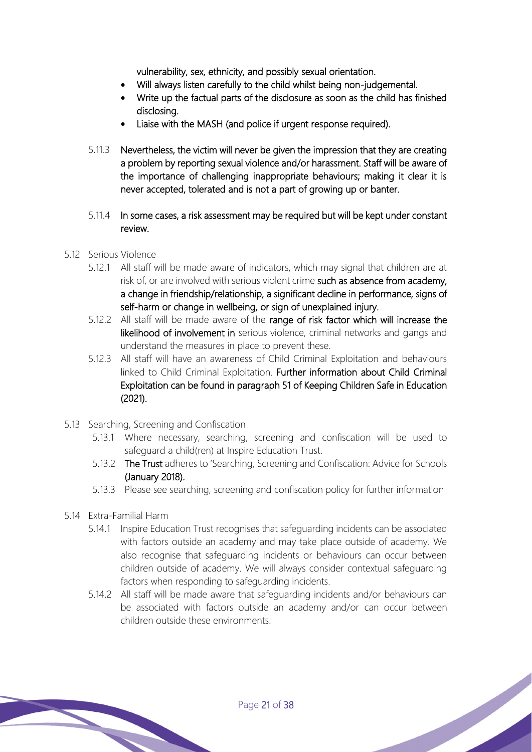vulnerability, sex, ethnicity, and possibly sexual orientation.

- Will always listen carefully to the child whilst being non-judgemental.
- Write up the factual parts of the disclosure as soon as the child has finished disclosing.
- Liaise with the MASH (and police if urgent response required).

5.11.3 Nevertheless, the victim will never be given the impression that they are creating a problem by reporting sexual violence and/or harassment. Staff will be aware of the importance of challenging inappropriate behaviours; making it clear it is never accepted, tolerated and is not a part of growing up or banter.

5.11.4 In some cases, a risk assessment may be required but will be kept under constant review.

5.12 Serious Violence

5.12.1 All staff will be made aware of indicators, which may signal that children are at risk of, or are involved with serious violent crime such as absence from academy, a change in friendship/relationship, a significant decline in performance, signs of self-harm or change in wellbeing, or sign of unexplained injury.

5.12.2 All staff will be made aware of the range of risk factor which will increase the likelihood of involvement in serious violence, criminal networks and gangs and understand the measures in place to prevent these.

5.12.3 All staff will have an awareness of Child Criminal Exploitation and behaviours linked to Child Criminal Exploitation. Further information about Child Criminal Exploitation can be found in paragraph 51 of Keeping Children Safe in Education (2021).

5.13 Searching, Screening and Confiscation

5.13.1 Where necessary, searching, screening and confiscation will be used to safeguard a child(ren) at Inspire Education Trust.

5.13.2 The Trust adheres to 'Searching, Screening and Confiscation: Advice for Schools (January 2018).

5.13.3 Please see searching, screening and confiscation policy for further information

5.14 Extra-Familial Harm

5.14.1 Inspire Education Trust recognises that safeguarding incidents can be associated with factors outside an academy and may take place outside of academy. We also recognise that safeguarding incidents or behaviours can occur between children outside of academy. We will always consider contextual safeguarding factors when responding to safeguarding incidents.

5.14.2 All staff will be made aware that safeguarding incidents and/or behaviours can be associated with factors outside an academy and/or can occur between children outside these environments.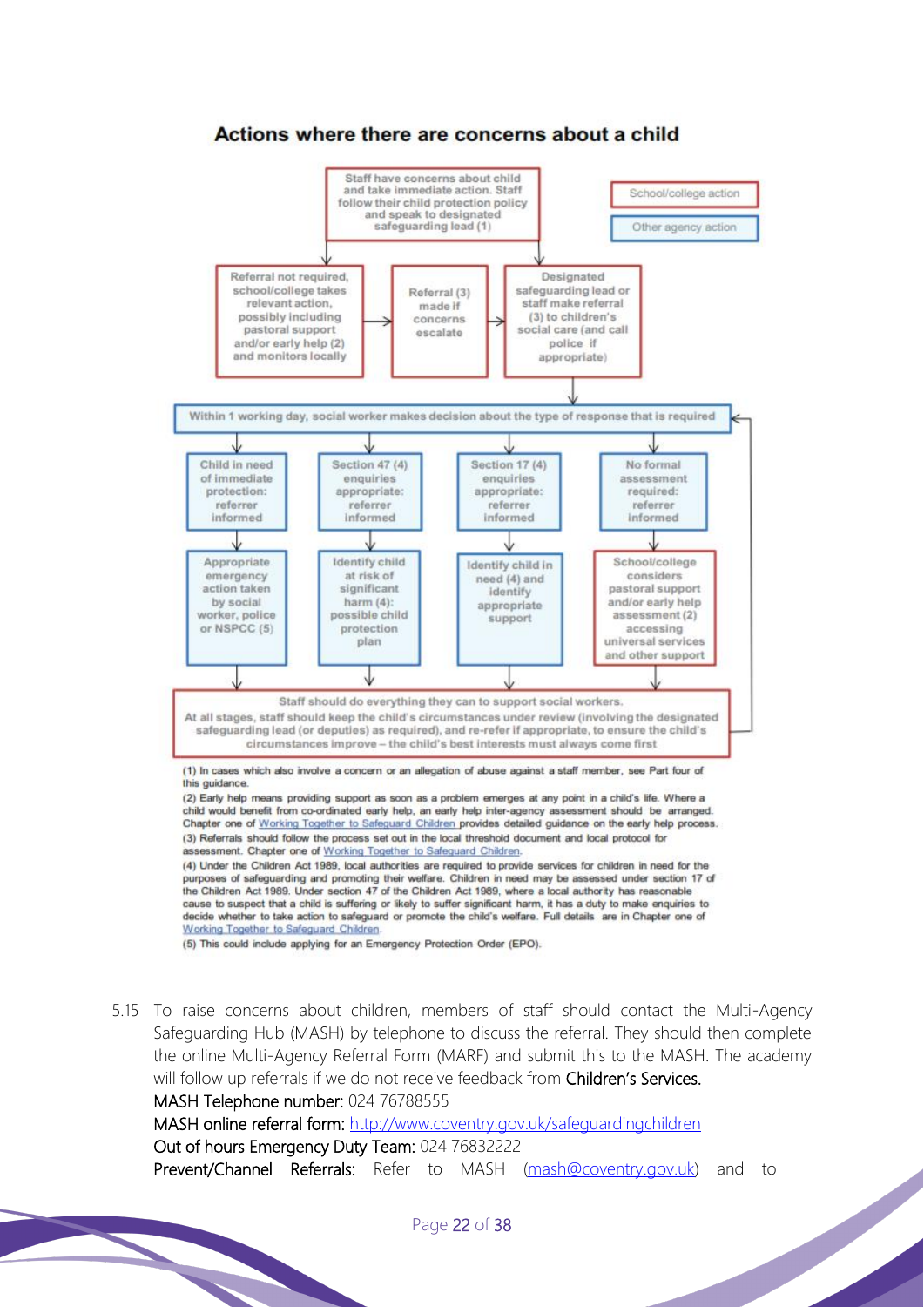## Actions where there are concerns about a child

School/college action

Other agency action

Staff have concerns about child and take immediate action. Staff follow their child protection policy and speak to designated safeguarding lead (1)

Referral not required, school/college takes relevant action, possibly including pastoral support and/or early help (2) and monitors locally

Referral (3) made if concerns escalate

Designated safeguarding lead or staff make referral (3) to children's social care (and call police if appropriate)

Within 1 working day, social worker makes decision about the type of response that is required

Child in need of immediate protection: referrer informed

Section 47 (4) enquiries appropriate: referrer informed

Section 17 (4) enquiries appropriate: referrer informed

No formal assessment required: referrer informed

Appropriate emergency action taken by social worker, police or NSPCC (5)

Identify child at risk of significant harm (4): possible child protection plan

Identify child in need (4) and identify appropriate support

School/college considers pastoral support and/or early help assessment (2) accessing universal services and other support

Staff should do everything they can to support social workers.
At all stages, staff should keep the child's circumstances under review (involving the designated safeguarding lead (or deputies) as required), and re-refer if appropriate, to ensure the child's circumstances improve – the child's best interests must always come first

(1) In cases which also involve a concern or an allegation of abuse against a staff member, see Part four of this guidance.

(2) Early help means providing support as soon as a problem emerges at any point in a child's life. Where a child would benefit from co-ordinated early help, an early help inter-agency assessment should be arranged. Chapter one of Working Together to Safeguard Children provides detailed guidance on the early help process.

(3) Referrals should follow the process set out in the local threshold document and local protocol for assessment. Chapter one of Working Together to Safeguard Children.

(4) Under the Children Act 1989, local authorities are required to provide services for children in need for the purposes of safeguarding and promoting their welfare. Children in need may be assessed under section 17 of the Children Act 1989. Under section 47 of the Children Act 1989, where a local authority has reasonable cause to suspect that a child is suffering or likely to suffer significant harm, it has a duty to make enquiries to decide whether to take action to safeguard or promote the child's welfare. Full details are in Chapter one of Working Together to Safeguard Children.

(5) This could include applying for an Emergency Protection Order (EPO).

5.15 To raise concerns about children, members of staff should contact the Multi-Agency Safeguarding Hub (MASH) by telephone to discuss the referral. They should then complete the online Multi-Agency Referral Form (MARF) and submit this to the MASH. The academy will follow up referrals if we do not receive feedback from Children's Services.

MASH Telephone number: 024 76788555

MASH online referral form: http://www.coventry.gov.uk/safeguardingchildren

Out of hours Emergency Duty Team: 024 76832222

Prevent/Channel Referrals: Refer to MASH (mash@coventry.gov.uk) and to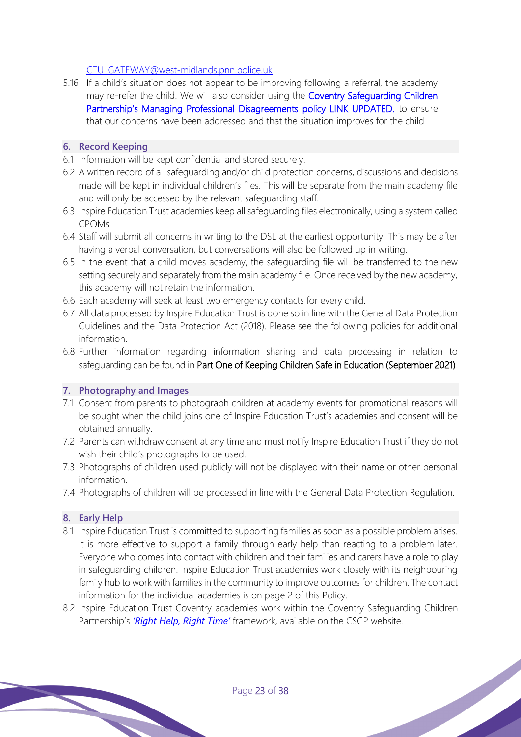[CTU_GATEWAY@west-midlands.pnn.police.uk](mailto:CTU_GATEWAY@west-midlands.pnn.police.uk)

5.16 If a child's situation does not appear to be improving following a referral, the academy may re-refer the child. We will also consider using the Coventry Safeguarding Children Partnership's Managing Professional Disagreements policy LINK UPDATED. to ensure that our concerns have been addressed and that the situation improves for the child

## 6. Record Keeping

6.1 Information will be kept confidential and stored securely.

6.2 A written record of all safeguarding and/or child protection concerns, discussions and decisions made will be kept in individual children's files. This will be separate from the main academy file and will only be accessed by the relevant safeguarding staff.

6.3 Inspire Education Trust academies keep all safeguarding files electronically, using a system called CPOMs.

6.4 Staff will submit all concerns in writing to the DSL at the earliest opportunity. This may be after having a verbal conversation, but conversations will also be followed up in writing.

6.5 In the event that a child moves academy, the safeguarding file will be transferred to the new setting securely and separately from the main academy file. Once received by the new academy, this academy will not retain the information.

6.6 Each academy will seek at least two emergency contacts for every child.

6.7 All data processed by Inspire Education Trust is done so in line with the General Data Protection Guidelines and the Data Protection Act (2018). Please see the following policies for additional information.

6.8 Further information regarding information sharing and data processing in relation to safeguarding can be found in Part One of Keeping Children Safe in Education (September 2021).

## 7. Photography and Images

7.1 Consent from parents to photograph children at academy events for promotional reasons will be sought when the child joins one of Inspire Education Trust's academies and consent will be obtained annually.

7.2 Parents can withdraw consent at any time and must notify Inspire Education Trust if they do not wish their child's photographs to be used.

7.3 Photographs of children used publicly will not be displayed with their name or other personal information.

7.4 Photographs of children will be processed in line with the General Data Protection Regulation.

## 8. Early Help

8.1 Inspire Education Trust is committed to supporting families as soon as a possible problem arises. It is more effective to support a family through early help than reacting to a problem later. Everyone who comes into contact with children and their families and carers have a role to play in safeguarding children. Inspire Education Trust academies work closely with its neighbouring family hub to work with families in the community to improve outcomes for children. The contact information for the individual academies is on page 2 of this Policy.

8.2 Inspire Education Trust Coventry academies work within the Coventry Safeguarding Children Partnership's *'Right Help, Right Time'* framework, available on the CSCP website.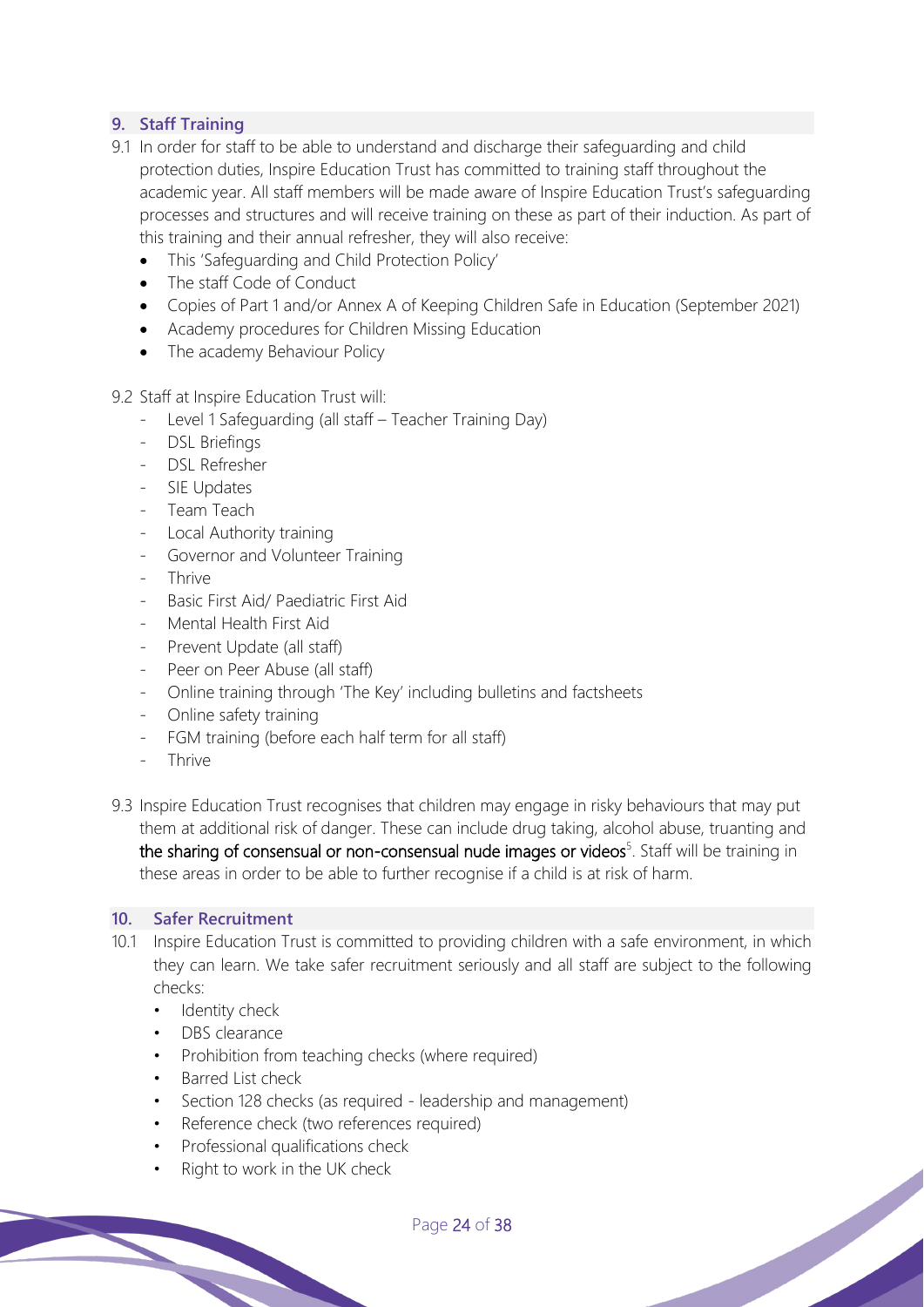## 9. Staff Training

9.1 In order for staff to be able to understand and discharge their safeguarding and child protection duties, Inspire Education Trust has committed to training staff throughout the academic year. All staff members will be made aware of Inspire Education Trust's safeguarding processes and structures and will receive training on these as part of their induction. As part of this training and their annual refresher, they will also receive:

- This 'Safeguarding and Child Protection Policy'
- The staff Code of Conduct
- Copies of Part 1 and/or Annex A of Keeping Children Safe in Education (September 2021)
- Academy procedures for Children Missing Education
- The academy Behaviour Policy

9.2 Staff at Inspire Education Trust will:

- Level 1 Safeguarding (all staff – Teacher Training Day)
- DSL Briefings
- DSL Refresher
- SIE Updates
- Team Teach
- Local Authority training
- Governor and Volunteer Training
- Thrive
- Basic First Aid/ Paediatric First Aid
- Mental Health First Aid
- Prevent Update (all staff)
- Peer on Peer Abuse (all staff)
- Online training through 'The Key' including bulletins and factsheets
- Online safety training
- FGM training (before each half term for all staff)
- Thrive

9.3 Inspire Education Trust recognises that children may engage in risky behaviours that may put them at additional risk of danger. These can include drug taking, alcohol abuse, truanting and the sharing of consensual or non-consensual nude images or videos[5]. Staff will be training in these areas in order to be able to further recognise if a child is at risk of harm.

## 10. Safer Recruitment

10.1 Inspire Education Trust is committed to providing children with a safe environment, in which they can learn. We take safer recruitment seriously and all staff are subject to the following checks:

- Identity check
- DBS clearance
- Prohibition from teaching checks (where required)
- Barred List check
- Section 128 checks (as required - leadership and management)
- Reference check (two references required)
- Professional qualifications check
- Right to work in the UK check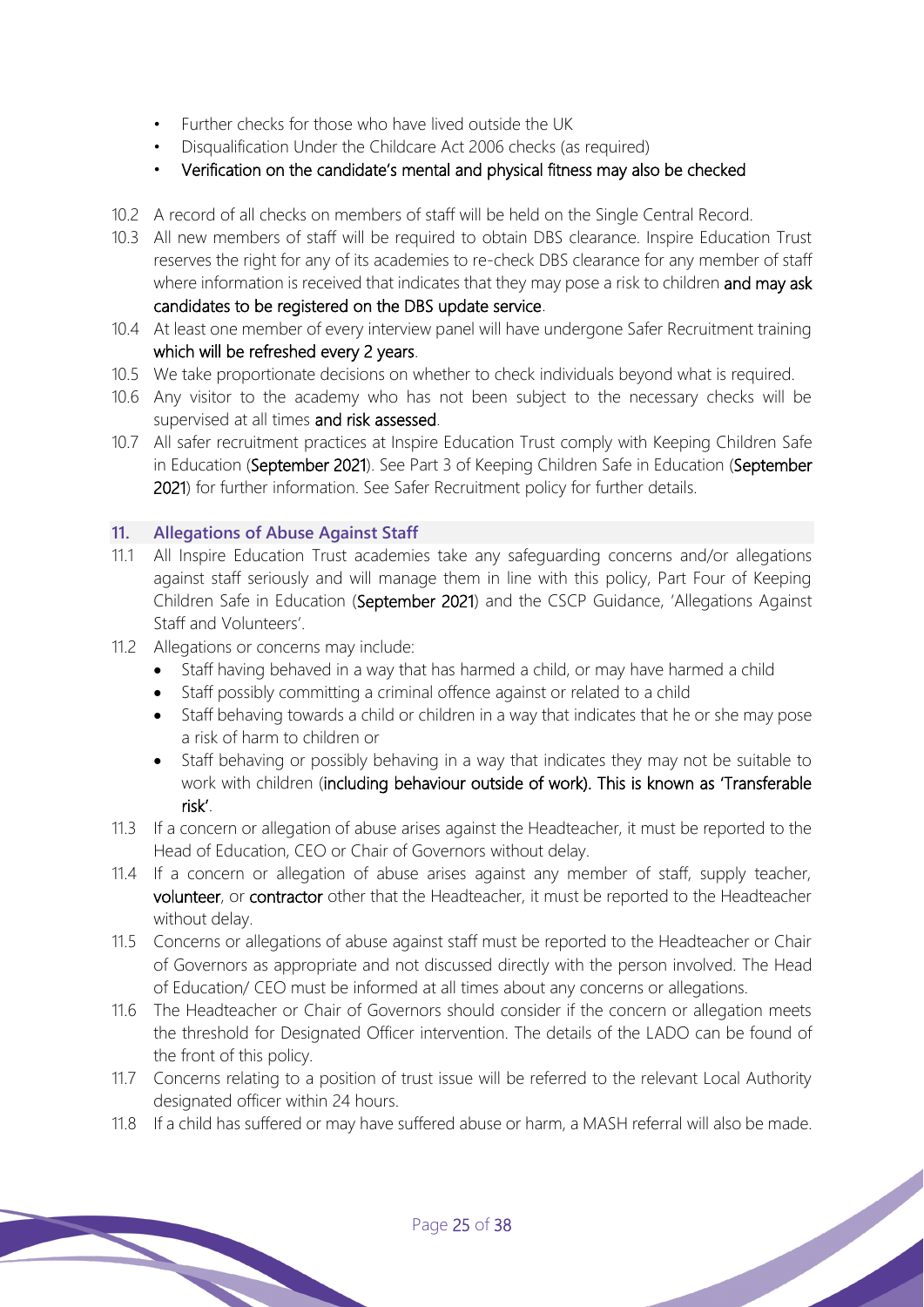- Further checks for those who have lived outside the UK
- Disqualification Under the Childcare Act 2006 checks (as required)
- Verification on the candidate's mental and physical fitness may also be checked

10.2 A record of all checks on members of staff will be held on the Single Central Record.

10.3 All new members of staff will be required to obtain DBS clearance. Inspire Education Trust reserves the right for any of its academies to re-check DBS clearance for any member of staff where information is received that indicates that they may pose a risk to children and may ask candidates to be registered on the DBS update service.

10.4 At least one member of every interview panel will have undergone Safer Recruitment training which will be refreshed every 2 years.

10.5 We take proportionate decisions on whether to check individuals beyond what is required.

10.6 Any visitor to the academy who has not been subject to the necessary checks will be supervised at all times and risk assessed.

10.7 All safer recruitment practices at Inspire Education Trust comply with Keeping Children Safe in Education (September 2021). See Part 3 of Keeping Children Safe in Education (September 2021) for further information. See Safer Recruitment policy for further details.

## 11. Allegations of Abuse Against Staff

11.1 All Inspire Education Trust academies take any safeguarding concerns and/or allegations against staff seriously and will manage them in line with this policy, Part Four of Keeping Children Safe in Education (September 2021) and the CSCP Guidance, 'Allegations Against Staff and Volunteers'.

11.2 Allegations or concerns may include:

- Staff having behaved in a way that has harmed a child, or may have harmed a child
- Staff possibly committing a criminal offence against or related to a child
- Staff behaving towards a child or children in a way that indicates that he or she may pose a risk of harm to children or
- Staff behaving or possibly behaving in a way that indicates they may not be suitable to work with children (including behaviour outside of work). This is known as 'Transferable risk'.

11.3 If a concern or allegation of abuse arises against the Headteacher, it must be reported to the Head of Education, CEO or Chair of Governors without delay.

11.4 If a concern or allegation of abuse arises against any member of staff, supply teacher, volunteer, or contractor other that the Headteacher, it must be reported to the Headteacher without delay.

11.5 Concerns or allegations of abuse against staff must be reported to the Headteacher or Chair of Governors as appropriate and not discussed directly with the person involved. The Head of Education/ CEO must be informed at all times about any concerns or allegations.

11.6 The Headteacher or Chair of Governors should consider if the concern or allegation meets the threshold for Designated Officer intervention. The details of the LADO can be found of the front of this policy.

11.7 Concerns relating to a position of trust issue will be referred to the relevant Local Authority designated officer within 24 hours.

11.8 If a child has suffered or may have suffered abuse or harm, a MASH referral will also be made.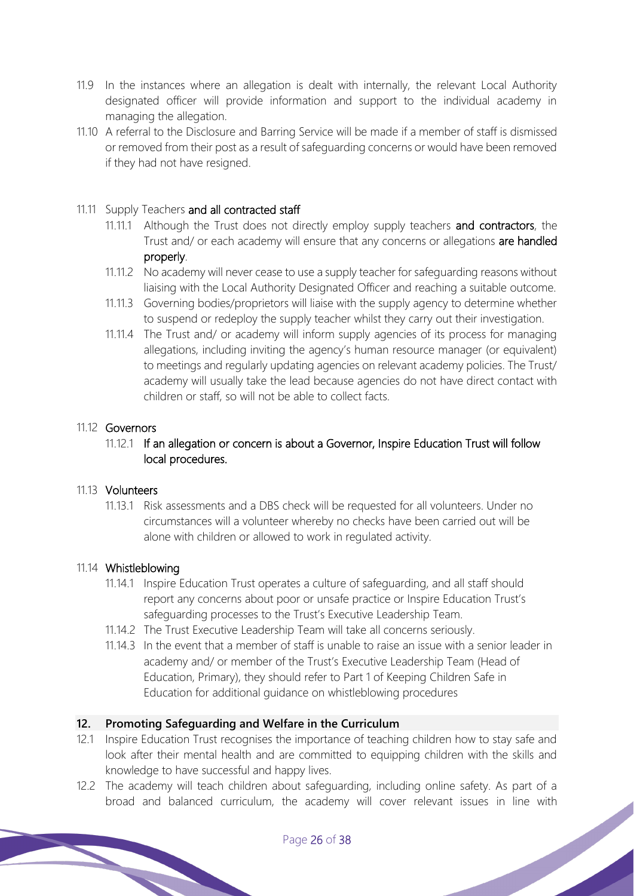11.9 In the instances where an allegation is dealt with internally, the relevant Local Authority designated officer will provide information and support to the individual academy in managing the allegation.

11.10 A referral to the Disclosure and Barring Service will be made if a member of staff is dismissed or removed from their post as a result of safeguarding concerns or would have been removed if they had not have resigned.

11.11 Supply Teachers **and all contracted staff**

11.11.1 Although the Trust does not directly employ supply teachers **and contractors**, the Trust and/ or each academy will ensure that any concerns or allegations **are handled properly**.

11.11.2 No academy will never cease to use a supply teacher for safeguarding reasons without liaising with the Local Authority Designated Officer and reaching a suitable outcome.

11.11.3 Governing bodies/proprietors will liaise with the supply agency to determine whether to suspend or redeploy the supply teacher whilst they carry out their investigation.

11.11.4 The Trust and/ or academy will inform supply agencies of its process for managing allegations, including inviting the agency's human resource manager (or equivalent) to meetings and regularly updating agencies on relevant academy policies. The Trust/ academy will usually take the lead because agencies do not have direct contact with children or staff, so will not be able to collect facts.

11.12 **Governors**

11.12.1 **If an allegation or concern is about a Governor, Inspire Education Trust will follow local procedures.**

11.13 **Volunteers**

11.13.1 Risk assessments and a DBS check will be requested for all volunteers. Under no circumstances will a volunteer whereby no checks have been carried out will be alone with children or allowed to work in regulated activity.

11.14 **Whistleblowing**

11.14.1 Inspire Education Trust operates a culture of safeguarding, and all staff should report any concerns about poor or unsafe practice or Inspire Education Trust's safeguarding processes to the Trust's Executive Leadership Team.

11.14.2 The Trust Executive Leadership Team will take all concerns seriously.

11.14.3 In the event that a member of staff is unable to raise an issue with a senior leader in academy and/ or member of the Trust's Executive Leadership Team (Head of Education, Primary), they should refer to Part 1 of Keeping Children Safe in Education for additional guidance on whistleblowing procedures

## 12. Promoting Safeguarding and Welfare in the Curriculum

12.1 Inspire Education Trust recognises the importance of teaching children how to stay safe and look after their mental health and are committed to equipping children with the skills and knowledge to have successful and happy lives.

12.2 The academy will teach children about safeguarding, including online safety. As part of a broad and balanced curriculum, the academy will cover relevant issues in line with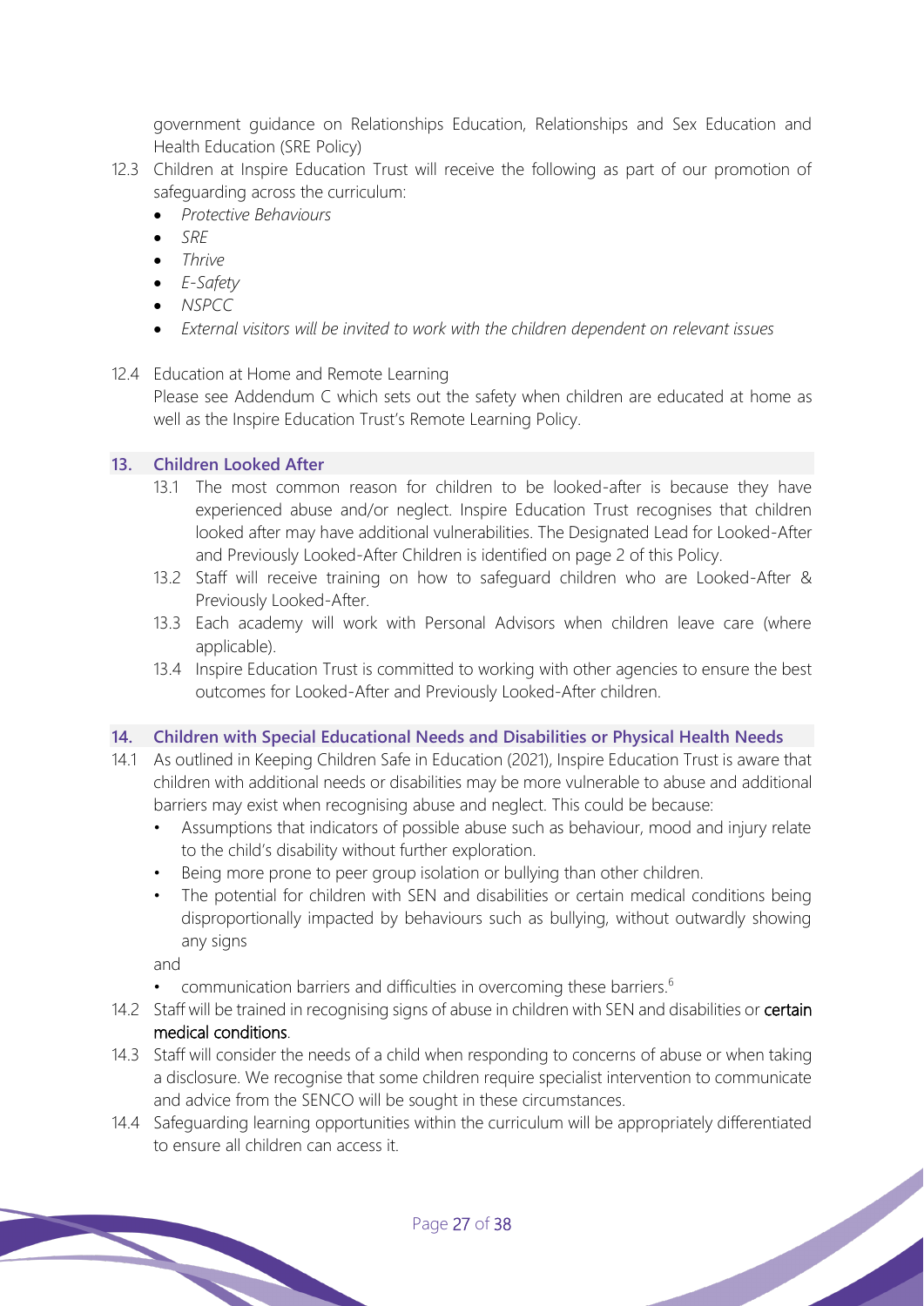government guidance on Relationships Education, Relationships and Sex Education and Health Education (SRE Policy)

12.3 Children at Inspire Education Trust will receive the following as part of our promotion of safeguarding across the curriculum:

- *Protective Behaviours*
- *SRE*
- *Thrive*
- *E-Safety*
- *NSPCC*
- *External visitors will be invited to work with the children dependent on relevant issues*

12.4 Education at Home and Remote Learning
Please see Addendum C which sets out the safety when children are educated at home as well as the Inspire Education Trust's Remote Learning Policy.

## 13. Children Looked After

13.1 The most common reason for children to be looked-after is because they have experienced abuse and/or neglect. Inspire Education Trust recognises that children looked after may have additional vulnerabilities. The Designated Lead for Looked-After and Previously Looked-After Children is identified on page 2 of this Policy.

13.2 Staff will receive training on how to safeguard children who are Looked-After & Previously Looked-After.

13.3 Each academy will work with Personal Advisors when children leave care (where applicable).

13.4 Inspire Education Trust is committed to working with other agencies to ensure the best outcomes for Looked-After and Previously Looked-After children.

## 14. Children with Special Educational Needs and Disabilities or Physical Health Needs

14.1 As outlined in Keeping Children Safe in Education (2021), Inspire Education Trust is aware that children with additional needs or disabilities may be more vulnerable to abuse and additional barriers may exist when recognising abuse and neglect. This could be because:

- Assumptions that indicators of possible abuse such as behaviour, mood and injury relate to the child's disability without further exploration.
- Being more prone to peer group isolation or bullying than other children.
- The potential for children with SEN and disabilities or certain medical conditions being disproportionally impacted by behaviours such as bullying, without outwardly showing any signs

and

- communication barriers and difficulties in overcoming these barriers.[6]

14.2 Staff will be trained in recognising signs of abuse in children with SEN and disabilities or certain medical conditions.

14.3 Staff will consider the needs of a child when responding to concerns of abuse or when taking a disclosure. We recognise that some children require specialist intervention to communicate and advice from the SENCO will be sought in these circumstances.

14.4 Safeguarding learning opportunities within the curriculum will be appropriately differentiated to ensure all children can access it.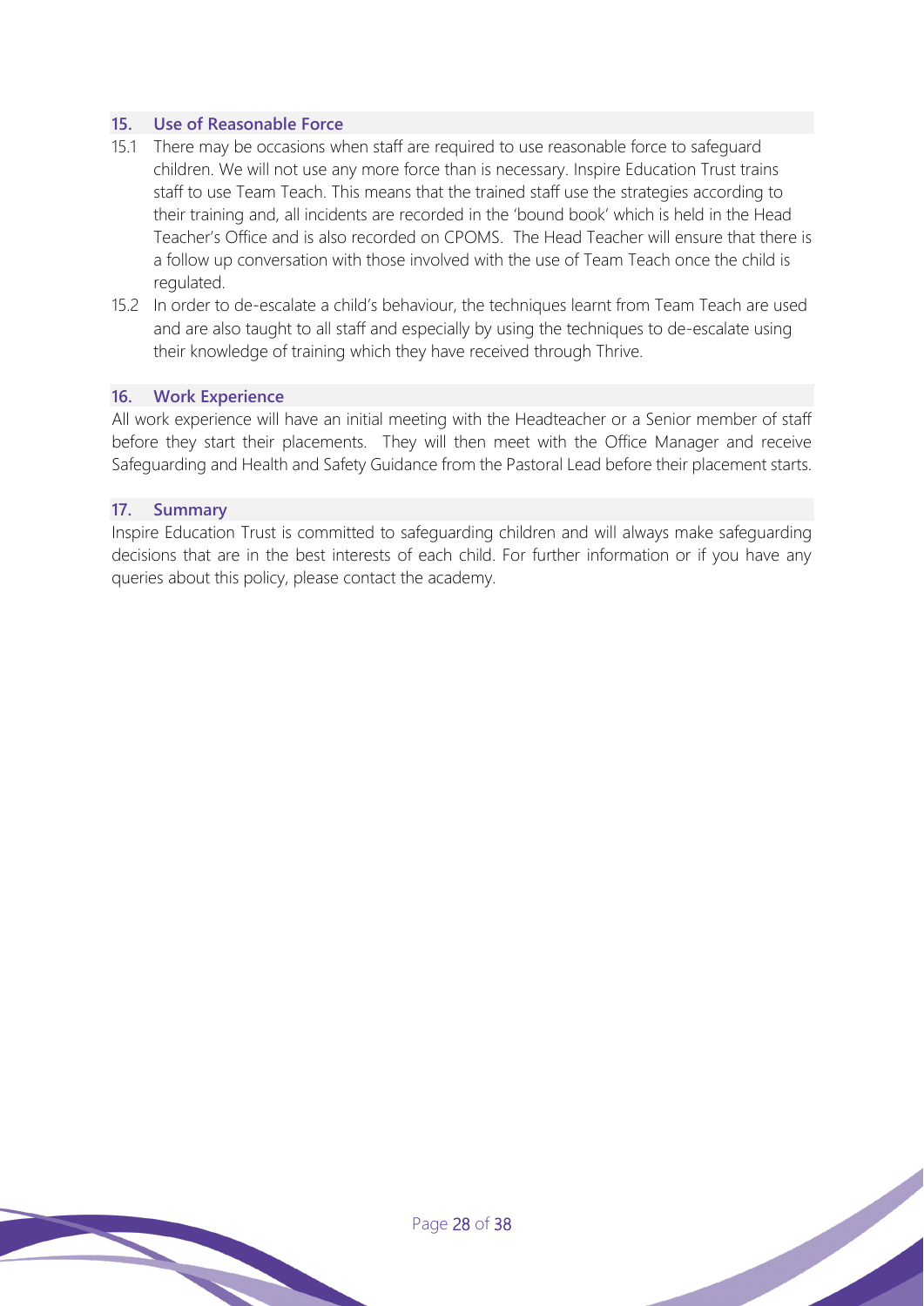## 15. Use of Reasonable Force

15.1 There may be occasions when staff are required to use reasonable force to safeguard children. We will not use any more force than is necessary. Inspire Education Trust trains staff to use Team Teach. This means that the trained staff use the strategies according to their training and, all incidents are recorded in the 'bound book' which is held in the Head Teacher's Office and is also recorded on CPOMS. The Head Teacher will ensure that there is a follow up conversation with those involved with the use of Team Teach once the child is regulated.

15.2 In order to de-escalate a child's behaviour, the techniques learnt from Team Teach are used and are also taught to all staff and especially by using the techniques to de-escalate using their knowledge of training which they have received through Thrive.

## 16. Work Experience

All work experience will have an initial meeting with the Headteacher or a Senior member of staff before they start their placements. They will then meet with the Office Manager and receive Safeguarding and Health and Safety Guidance from the Pastoral Lead before their placement starts.

## 17. Summary

Inspire Education Trust is committed to safeguarding children and will always make safeguarding decisions that are in the best interests of each child. For further information or if you have any queries about this policy, please contact the academy.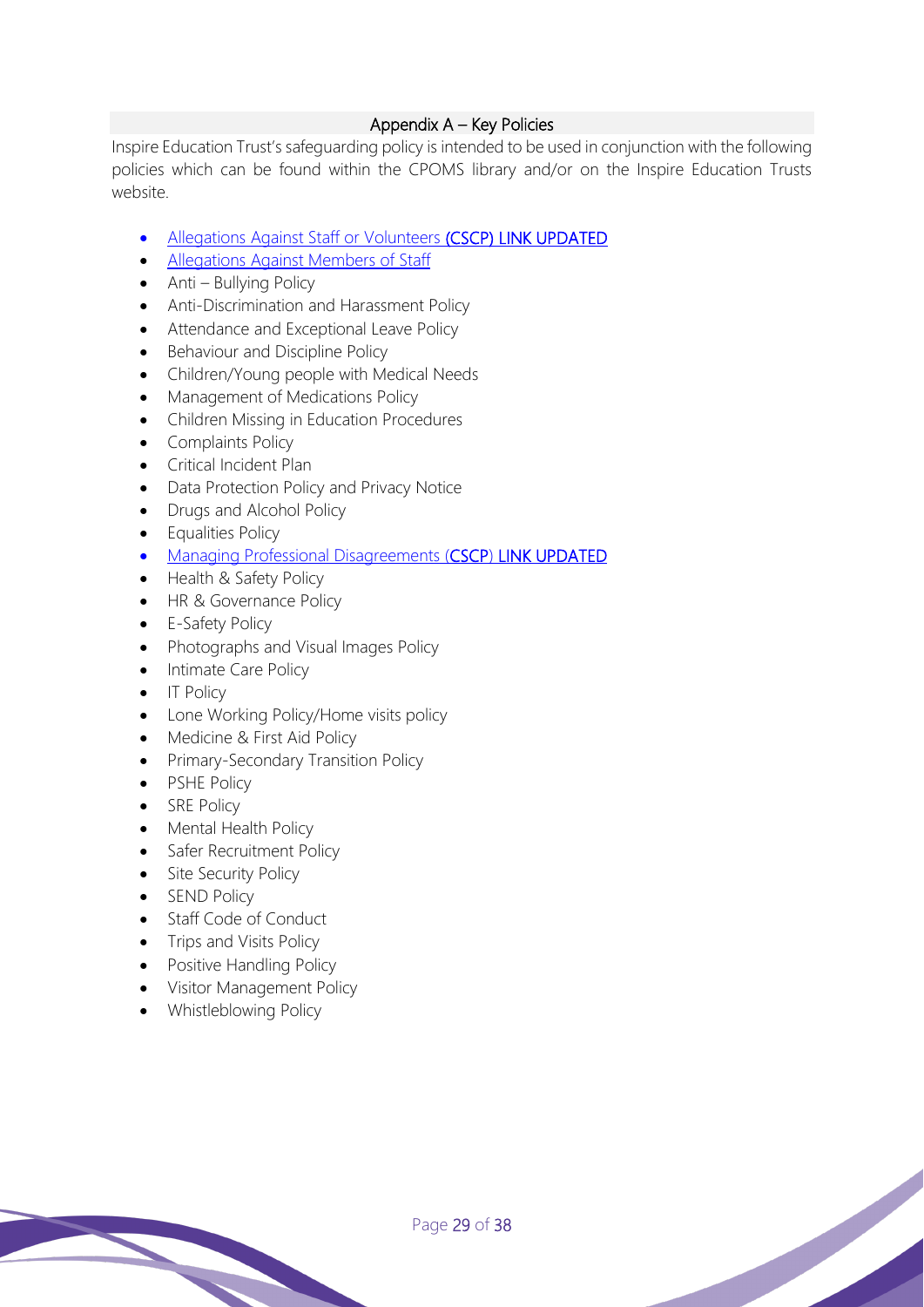## Appendix A – Key Policies

Inspire Education Trust's safeguarding policy is intended to be used in conjunction with the following policies which can be found within the CPOMS library and/or on the Inspire Education Trusts website.

- Allegations Against Staff or Volunteers **(CSCP) LINK UPDATED**
- Allegations Against Members of Staff
- Anti – Bullying Policy
- Anti-Discrimination and Harassment Policy
- Attendance and Exceptional Leave Policy
- Behaviour and Discipline Policy
- Children/Young people with Medical Needs
- Management of Medications Policy
- Children Missing in Education Procedures
- Complaints Policy
- Critical Incident Plan
- Data Protection Policy and Privacy Notice
- Drugs and Alcohol Policy
- Equalities Policy
- Managing Professional Disagreements (**CSCP**) **LINK UPDATED**
- Health & Safety Policy
- HR & Governance Policy
- E-Safety Policy
- Photographs and Visual Images Policy
- Intimate Care Policy
- IT Policy
- Lone Working Policy/Home visits policy
- Medicine & First Aid Policy
- Primary-Secondary Transition Policy
- PSHE Policy
- SRE Policy
- Mental Health Policy
- Safer Recruitment Policy
- Site Security Policy
- SEND Policy
- Staff Code of Conduct
- Trips and Visits Policy
- Positive Handling Policy
- Visitor Management Policy
- Whistleblowing Policy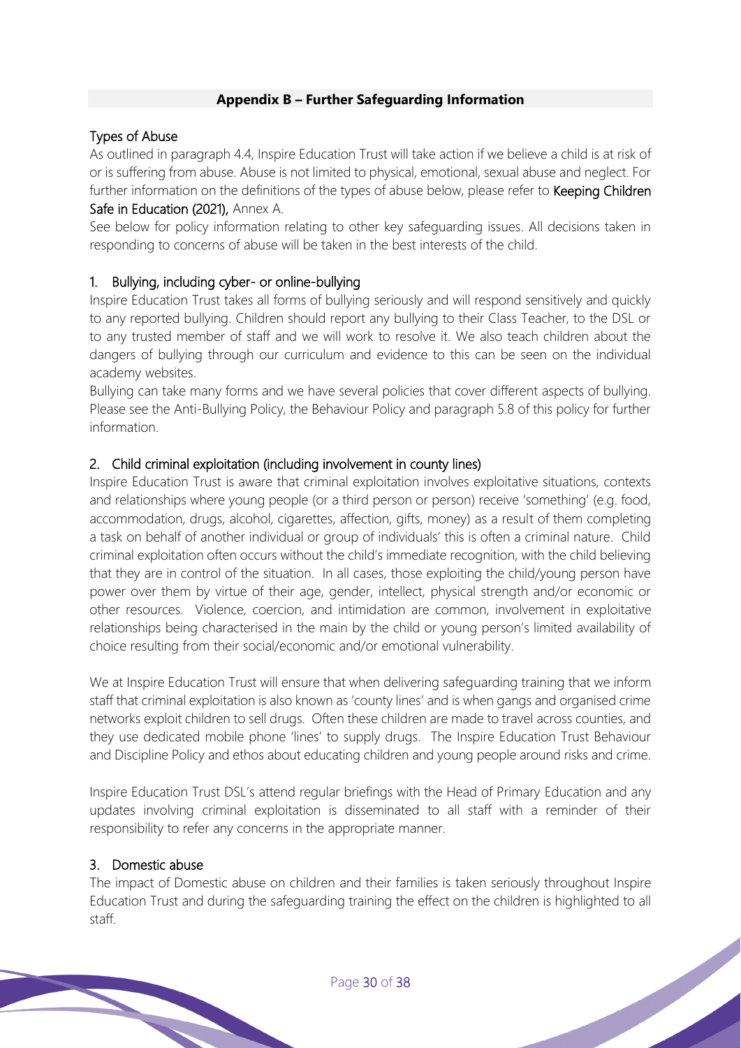## Appendix B – Further Safeguarding Information

### Types of Abuse

As outlined in paragraph 4.4, Inspire Education Trust will take action if we believe a child is at risk of or is suffering from abuse. Abuse is not limited to physical, emotional, sexual abuse and neglect. For further information on the definitions of the types of abuse below, please refer to **Keeping Children Safe in Education (2021),** Annex A.

See below for policy information relating to other key safeguarding issues. All decisions taken in responding to concerns of abuse will be taken in the best interests of the child.

### 1. Bullying, including cyber- or online-bullying

Inspire Education Trust takes all forms of bullying seriously and will respond sensitively and quickly to any reported bullying. Children should report any bullying to their Class Teacher, to the DSL or to any trusted member of staff and we will work to resolve it. We also teach children about the dangers of bullying through our curriculum and evidence to this can be seen on the individual academy websites.

Bullying can take many forms and we have several policies that cover different aspects of bullying. Please see the Anti-Bullying Policy, the Behaviour Policy and paragraph 5.8 of this policy for further information.

### 2. Child criminal exploitation (including involvement in county lines)

Inspire Education Trust is aware that criminal exploitation involves exploitative situations, contexts and relationships where young people (or a third person or person) receive 'something' (e.g. food, accommodation, drugs, alcohol, cigarettes, affection, gifts, money) as a result of them completing a task on behalf of another individual or group of individuals' this is often a criminal nature. Child criminal exploitation often occurs without the child's immediate recognition, with the child believing that they are in control of the situation. In all cases, those exploiting the child/young person have power over them by virtue of their age, gender, intellect, physical strength and/or economic or other resources. Violence, coercion, and intimidation are common, involvement in exploitative relationships being characterised in the main by the child or young person's limited availability of choice resulting from their social/economic and/or emotional vulnerability.

We at Inspire Education Trust will ensure that when delivering safeguarding training that we inform staff that criminal exploitation is also known as 'county lines' and is when gangs and organised crime networks exploit children to sell drugs. Often these children are made to travel across counties, and they use dedicated mobile phone 'lines' to supply drugs. The Inspire Education Trust Behaviour and Discipline Policy and ethos about educating children and young people around risks and crime.

Inspire Education Trust DSL's attend regular briefings with the Head of Primary Education and any updates involving criminal exploitation is disseminated to all staff with a reminder of their responsibility to refer any concerns in the appropriate manner.

### 3. Domestic abuse

The impact of Domestic abuse on children and their families is taken seriously throughout Inspire Education Trust and during the safeguarding training the effect on the children is highlighted to all staff.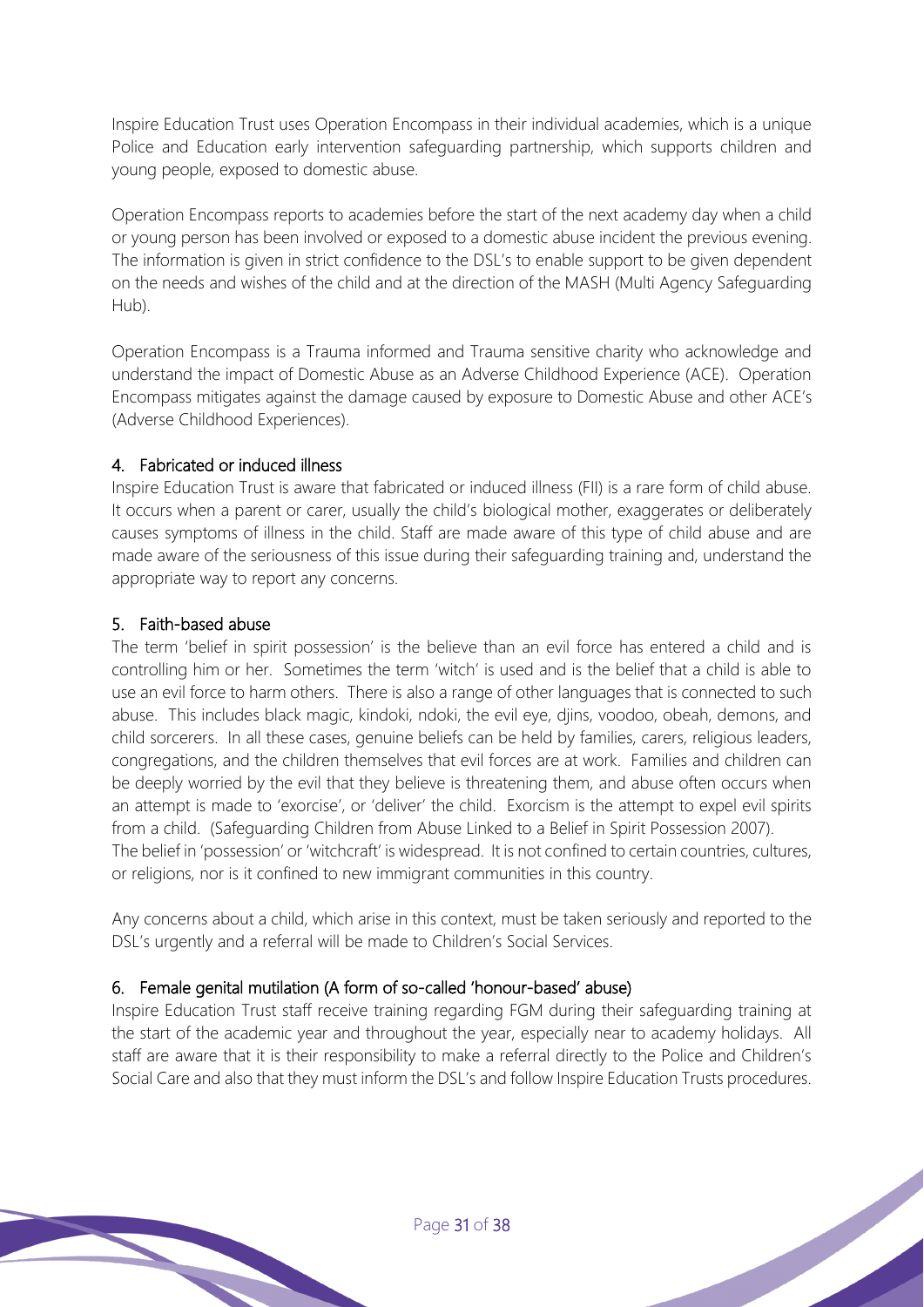Inspire Education Trust uses Operation Encompass in their individual academies, which is a unique Police and Education early intervention safeguarding partnership, which supports children and young people, exposed to domestic abuse.

Operation Encompass reports to academies before the start of the next academy day when a child or young person has been involved or exposed to a domestic abuse incident the previous evening. The information is given in strict confidence to the DSL's to enable support to be given dependent on the needs and wishes of the child and at the direction of the MASH (Multi Agency Safeguarding Hub).

Operation Encompass is a Trauma informed and Trauma sensitive charity who acknowledge and understand the impact of Domestic Abuse as an Adverse Childhood Experience (ACE). Operation Encompass mitigates against the damage caused by exposure to Domestic Abuse and other ACE's (Adverse Childhood Experiences).

### 4. Fabricated or induced illness

Inspire Education Trust is aware that fabricated or induced illness (FII) is a rare form of child abuse. It occurs when a parent or carer, usually the child's biological mother, exaggerates or deliberately causes symptoms of illness in the child. Staff are made aware of this type of child abuse and are made aware of the seriousness of this issue during their safeguarding training and, understand the appropriate way to report any concerns.

### 5. Faith-based abuse

The term 'belief in spirit possession' is the believe than an evil force has entered a child and is controlling him or her. Sometimes the term 'witch' is used and is the belief that a child is able to use an evil force to harm others. There is also a range of other languages that is connected to such abuse. This includes black magic, kindoki, ndoki, the evil eye, djins, voodoo, obeah, demons, and child sorcerers. In all these cases, genuine beliefs can be held by families, carers, religious leaders, congregations, and the children themselves that evil forces are at work. Families and children can be deeply worried by the evil that they believe is threatening them, and abuse often occurs when an attempt is made to 'exorcise', or 'deliver' the child. Exorcism is the attempt to expel evil spirits from a child. (Safeguarding Children from Abuse Linked to a Belief in Spirit Possession 2007).
The belief in 'possession' or 'witchcraft' is widespread. It is not confined to certain countries, cultures, or religions, nor is it confined to new immigrant communities in this country.

Any concerns about a child, which arise in this context, must be taken seriously and reported to the DSL's urgently and a referral will be made to Children's Social Services.

### 6. Female genital mutilation (A form of so-called 'honour-based' abuse)

Inspire Education Trust staff receive training regarding FGM during their safeguarding training at the start of the academic year and throughout the year, especially near to academy holidays. All staff are aware that it is their responsibility to make a referral directly to the Police and Children's Social Care and also that they must inform the DSL's and follow Inspire Education Trusts procedures.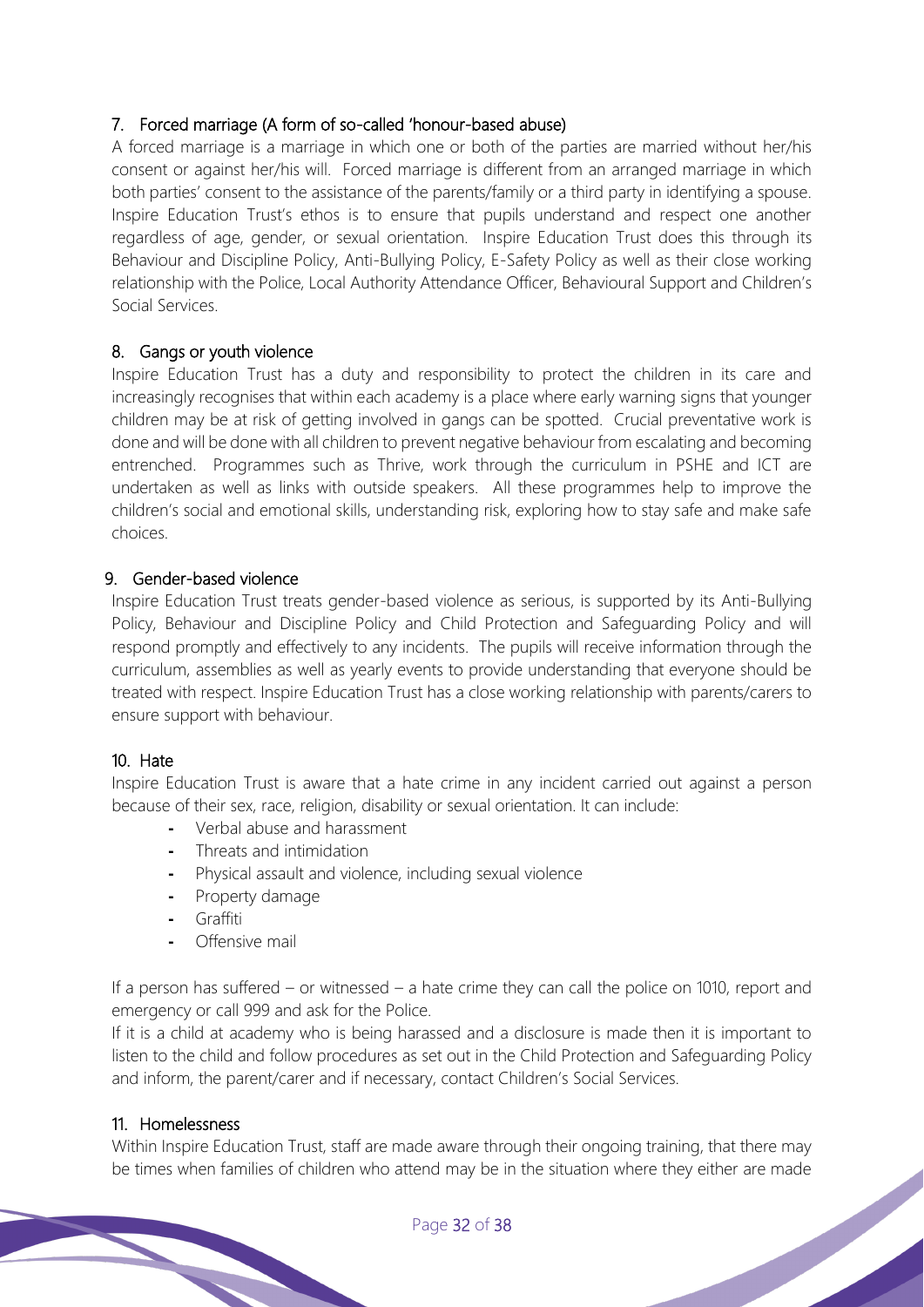## 7. Forced marriage (A form of so-called 'honour-based abuse)

A forced marriage is a marriage in which one or both of the parties are married without her/his consent or against her/his will. Forced marriage is different from an arranged marriage in which both parties' consent to the assistance of the parents/family or a third party in identifying a spouse. Inspire Education Trust's ethos is to ensure that pupils understand and respect one another regardless of age, gender, or sexual orientation. Inspire Education Trust does this through its Behaviour and Discipline Policy, Anti-Bullying Policy, E-Safety Policy as well as their close working relationship with the Police, Local Authority Attendance Officer, Behavioural Support and Children's Social Services.

## 8. Gangs or youth violence

Inspire Education Trust has a duty and responsibility to protect the children in its care and increasingly recognises that within each academy is a place where early warning signs that younger children may be at risk of getting involved in gangs can be spotted. Crucial preventative work is done and will be done with all children to prevent negative behaviour from escalating and becoming entrenched. Programmes such as Thrive, work through the curriculum in PSHE and ICT are undertaken as well as links with outside speakers. All these programmes help to improve the children's social and emotional skills, understanding risk, exploring how to stay safe and make safe choices.

## 9. Gender-based violence

Inspire Education Trust treats gender-based violence as serious, is supported by its Anti-Bullying Policy, Behaviour and Discipline Policy and Child Protection and Safeguarding Policy and will respond promptly and effectively to any incidents. The pupils will receive information through the curriculum, assemblies as well as yearly events to provide understanding that everyone should be treated with respect. Inspire Education Trust has a close working relationship with parents/carers to ensure support with behaviour.

## 10. Hate

Inspire Education Trust is aware that a hate crime in any incident carried out against a person because of their sex, race, religion, disability or sexual orientation. It can include:

- Verbal abuse and harassment
- Threats and intimidation
- Physical assault and violence, including sexual violence
- Property damage
- Graffiti
- Offensive mail

If a person has suffered – or witnessed – a hate crime they can call the police on 1010, report and emergency or call 999 and ask for the Police.

If it is a child at academy who is being harassed and a disclosure is made then it is important to listen to the child and follow procedures as set out in the Child Protection and Safeguarding Policy and inform, the parent/carer and if necessary, contact Children's Social Services.

## 11. Homelessness

Within Inspire Education Trust, staff are made aware through their ongoing training, that there may be times when families of children who attend may be in the situation where they either are made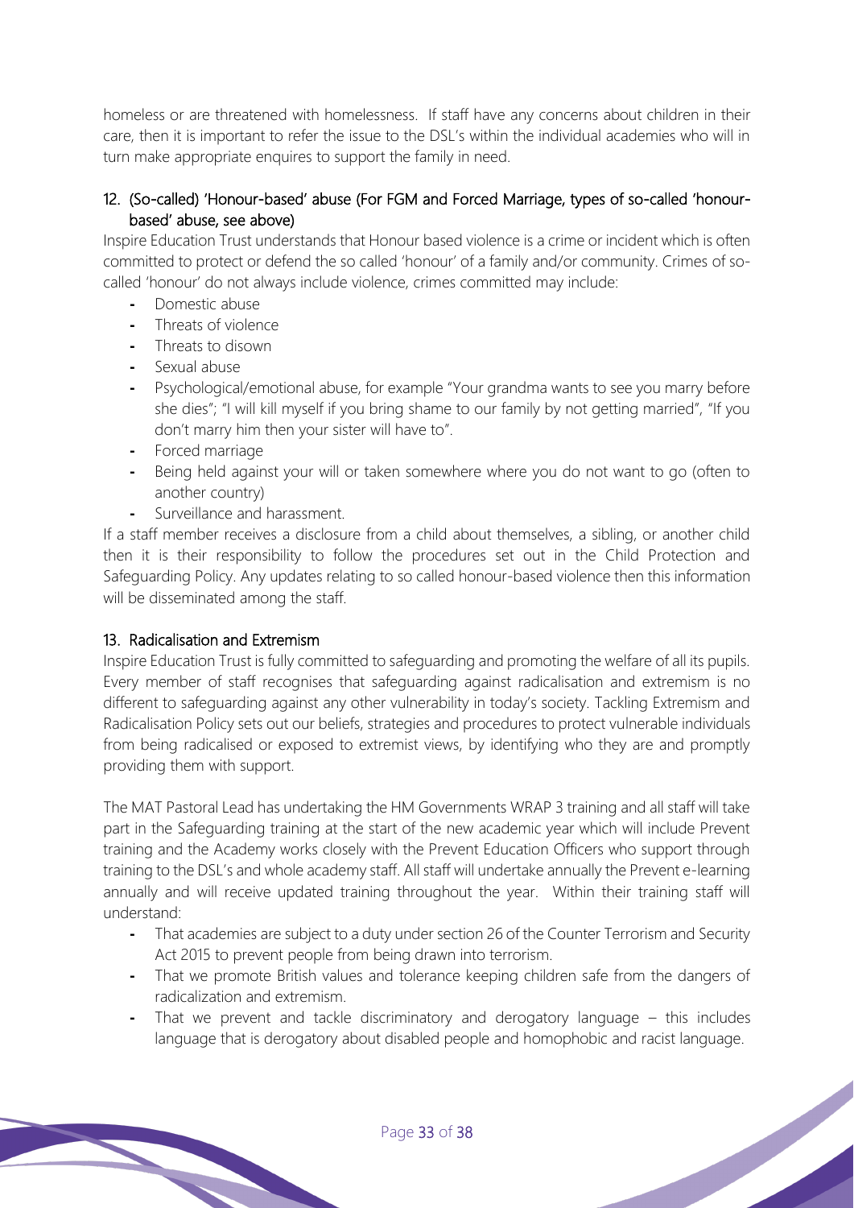homeless or are threatened with homelessness. If staff have any concerns about children in their care, then it is important to refer the issue to the DSL's within the individual academies who will in turn make appropriate enquires to support the family in need.

## 12. (So-called) 'Honour-based' abuse (For FGM and Forced Marriage, types of so-called 'honour-based' abuse, see above)

Inspire Education Trust understands that Honour based violence is a crime or incident which is often committed to protect or defend the so called 'honour' of a family and/or community. Crimes of so-called 'honour' do not always include violence, crimes committed may include:

- Domestic abuse
- Threats of violence
- Threats to disown
- Sexual abuse
- Psychological/emotional abuse, for example "Your grandma wants to see you marry before she dies"; "I will kill myself if you bring shame to our family by not getting married", "If you don't marry him then your sister will have to".
- Forced marriage
- Being held against your will or taken somewhere where you do not want to go (often to another country)
- Surveillance and harassment.

If a staff member receives a disclosure from a child about themselves, a sibling, or another child then it is their responsibility to follow the procedures set out in the Child Protection and Safeguarding Policy. Any updates relating to so called honour-based violence then this information will be disseminated among the staff.

## 13. Radicalisation and Extremism

Inspire Education Trust is fully committed to safeguarding and promoting the welfare of all its pupils. Every member of staff recognises that safeguarding against radicalisation and extremism is no different to safeguarding against any other vulnerability in today's society. Tackling Extremism and Radicalisation Policy sets out our beliefs, strategies and procedures to protect vulnerable individuals from being radicalised or exposed to extremist views, by identifying who they are and promptly providing them with support.

The MAT Pastoral Lead has undertaking the HM Governments WRAP 3 training and all staff will take part in the Safeguarding training at the start of the new academic year which will include Prevent training and the Academy works closely with the Prevent Education Officers who support through training to the DSL's and whole academy staff. All staff will undertake annually the Prevent e-learning annually and will receive updated training throughout the year. Within their training staff will understand:

- That academies are subject to a duty under section 26 of the Counter Terrorism and Security Act 2015 to prevent people from being drawn into terrorism.
- That we promote British values and tolerance keeping children safe from the dangers of radicalization and extremism.
- That we prevent and tackle discriminatory and derogatory language – this includes language that is derogatory about disabled people and homophobic and racist language.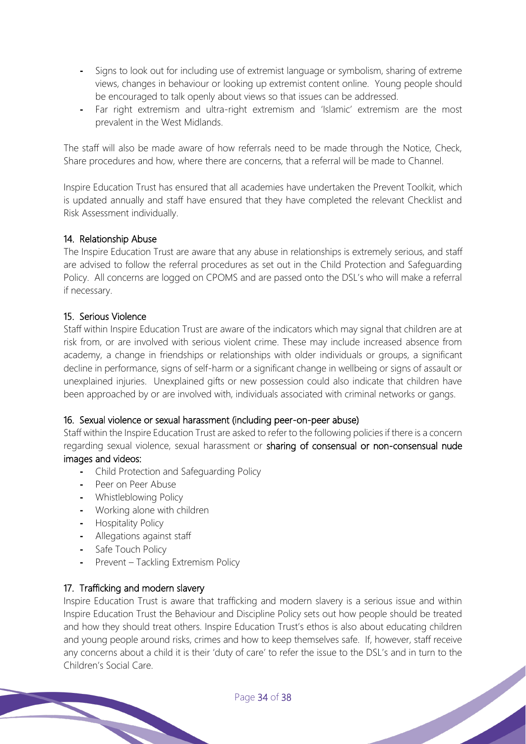- Signs to look out for including use of extremist language or symbolism, sharing of extreme views, changes in behaviour or looking up extremist content online. Young people should be encouraged to talk openly about views so that issues can be addressed.
- Far right extremism and ultra-right extremism and 'Islamic' extremism are the most prevalent in the West Midlands.

The staff will also be made aware of how referrals need to be made through the Notice, Check, Share procedures and how, where there are concerns, that a referral will be made to Channel.

Inspire Education Trust has ensured that all academies have undertaken the Prevent Toolkit, which is updated annually and staff have ensured that they have completed the relevant Checklist and Risk Assessment individually.

### 14. Relationship Abuse

The Inspire Education Trust are aware that any abuse in relationships is extremely serious, and staff are advised to follow the referral procedures as set out in the Child Protection and Safeguarding Policy. All concerns are logged on CPOMS and are passed onto the DSL's who will make a referral if necessary.

### 15. Serious Violence

Staff within Inspire Education Trust are aware of the indicators which may signal that children are at risk from, or are involved with serious violent crime. These may include increased absence from academy, a change in friendships or relationships with older individuals or groups, a significant decline in performance, signs of self-harm or a significant change in wellbeing or signs of assault or unexplained injuries. Unexplained gifts or new possession could also indicate that children have been approached by or are involved with, individuals associated with criminal networks or gangs.

### 16. Sexual violence or sexual harassment (including peer-on-peer abuse)

Staff within the Inspire Education Trust are asked to refer to the following policies if there is a concern regarding sexual violence, sexual harassment or **sharing of consensual or non-consensual nude images and videos:**

- Child Protection and Safeguarding Policy
- Peer on Peer Abuse
- Whistleblowing Policy
- Working alone with children
- Hospitality Policy
- Allegations against staff
- Safe Touch Policy
- Prevent – Tackling Extremism Policy

### 17. Trafficking and modern slavery

Inspire Education Trust is aware that trafficking and modern slavery is a serious issue and within Inspire Education Trust the Behaviour and Discipline Policy sets out how people should be treated and how they should treat others. Inspire Education Trust's ethos is also about educating children and young people around risks, crimes and how to keep themselves safe. If, however, staff receive any concerns about a child it is their 'duty of care' to refer the issue to the DSL's and in turn to the Children's Social Care.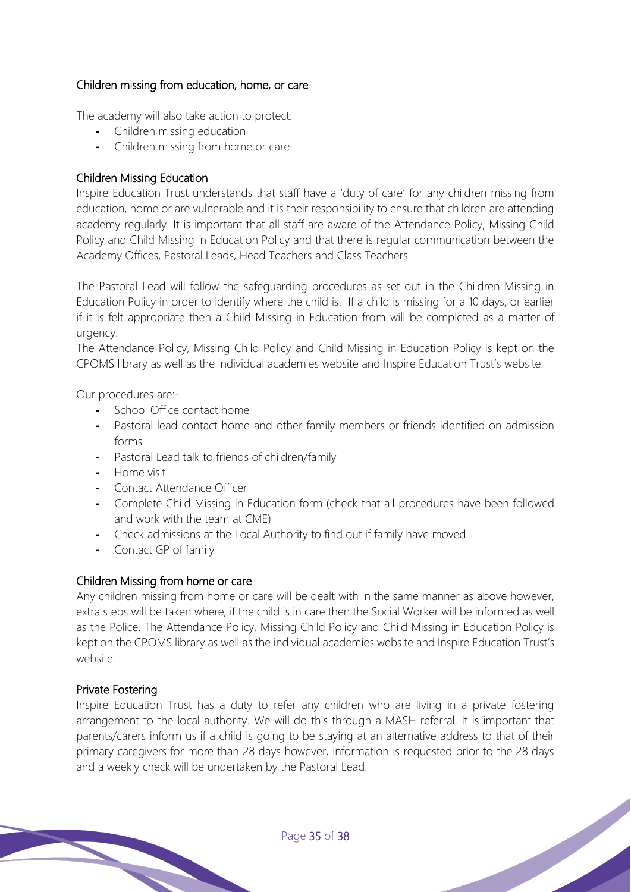## Children missing from education, home, or care

The academy will also take action to protect:

- Children missing education
- Children missing from home or care

## Children Missing Education

Inspire Education Trust understands that staff have a 'duty of care' for any children missing from education, home or are vulnerable and it is their responsibility to ensure that children are attending academy regularly. It is important that all staff are aware of the Attendance Policy, Missing Child Policy and Child Missing in Education Policy and that there is regular communication between the Academy Offices, Pastoral Leads, Head Teachers and Class Teachers.

The Pastoral Lead will follow the safeguarding procedures as set out in the Children Missing in Education Policy in order to identify where the child is. If a child is missing for a 10 days, or earlier if it is felt appropriate then a Child Missing in Education from will be completed as a matter of urgency.

The Attendance Policy, Missing Child Policy and Child Missing in Education Policy is kept on the CPOMS library as well as the individual academies website and Inspire Education Trust's website.

Our procedures are:-

- School Office contact home
- Pastoral lead contact home and other family members or friends identified on admission forms
- Pastoral Lead talk to friends of children/family
- Home visit
- Contact Attendance Officer
- Complete Child Missing in Education form (check that all procedures have been followed and work with the team at CME)
- Check admissions at the Local Authority to find out if family have moved
- Contact GP of family

## Children Missing from home or care

Any children missing from home or care will be dealt with in the same manner as above however, extra steps will be taken where, if the child is in care then the Social Worker will be informed as well as the Police. The Attendance Policy, Missing Child Policy and Child Missing in Education Policy is kept on the CPOMS library as well as the individual academies website and Inspire Education Trust's website.

## Private Fostering

Inspire Education Trust has a duty to refer any children who are living in a private fostering arrangement to the local authority. We will do this through a MASH referral. It is important that parents/carers inform us if a child is going to be staying at an alternative address to that of their primary caregivers for more than 28 days however, information is requested prior to the 28 days and a weekly check will be undertaken by the Pastoral Lead.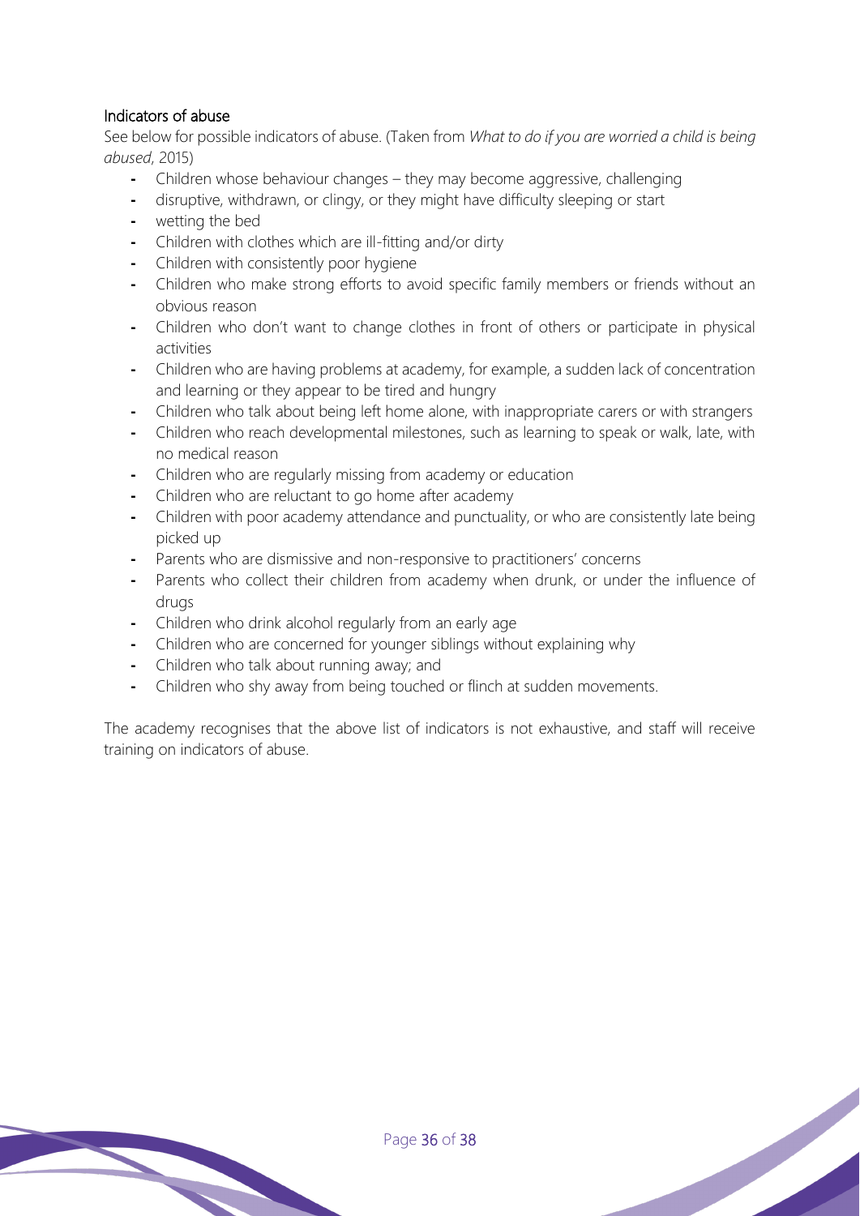### Indicators of abuse

See below for possible indicators of abuse. (Taken from *What to do if you are worried a child is being abused*, 2015)

- Children whose behaviour changes – they may become aggressive, challenging
- disruptive, withdrawn, or clingy, or they might have difficulty sleeping or start
- wetting the bed
- Children with clothes which are ill-fitting and/or dirty
- Children with consistently poor hygiene
- Children who make strong efforts to avoid specific family members or friends without an obvious reason
- Children who don't want to change clothes in front of others or participate in physical activities
- Children who are having problems at academy, for example, a sudden lack of concentration and learning or they appear to be tired and hungry
- Children who talk about being left home alone, with inappropriate carers or with strangers
- Children who reach developmental milestones, such as learning to speak or walk, late, with no medical reason
- Children who are regularly missing from academy or education
- Children who are reluctant to go home after academy
- Children with poor academy attendance and punctuality, or who are consistently late being picked up
- Parents who are dismissive and non-responsive to practitioners' concerns
- Parents who collect their children from academy when drunk, or under the influence of drugs
- Children who drink alcohol regularly from an early age
- Children who are concerned for younger siblings without explaining why
- Children who talk about running away; and
- Children who shy away from being touched or flinch at sudden movements.

The academy recognises that the above list of indicators is not exhaustive, and staff will receive training on indicators of abuse.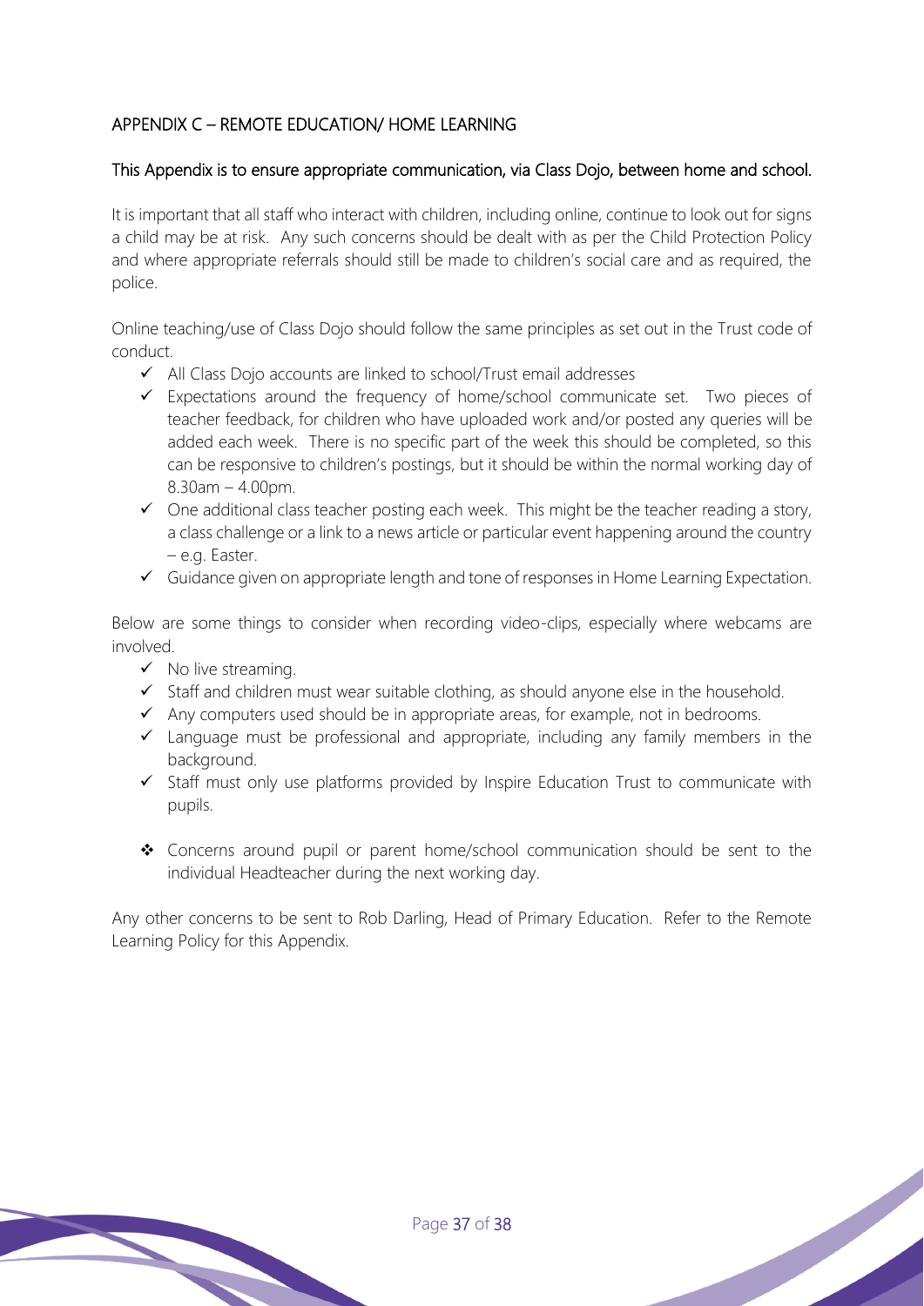## APPENDIX C – REMOTE EDUCATION/ HOME LEARNING

### This Appendix is to ensure appropriate communication, via Class Dojo, between home and school.

It is important that all staff who interact with children, including online, continue to look out for signs a child may be at risk. Any such concerns should be dealt with as per the Child Protection Policy and where appropriate referrals should still be made to children's social care and as required, the police.

Online teaching/use of Class Dojo should follow the same principles as set out in the Trust code of conduct.

- ✓ All Class Dojo accounts are linked to school/Trust email addresses
- ✓ Expectations around the frequency of home/school communicate set. Two pieces of teacher feedback, for children who have uploaded work and/or posted any queries will be added each week. There is no specific part of the week this should be completed, so this can be responsive to children's postings, but it should be within the normal working day of 8.30am – 4.00pm.
- ✓ One additional class teacher posting each week. This might be the teacher reading a story, a class challenge or a link to a news article or particular event happening around the country – e.g. Easter.
- ✓ Guidance given on appropriate length and tone of responses in Home Learning Expectation.

Below are some things to consider when recording video-clips, especially where webcams are involved.

- ✓ No live streaming.
- ✓ Staff and children must wear suitable clothing, as should anyone else in the household.
- ✓ Any computers used should be in appropriate areas, for example, not in bedrooms.
- ✓ Language must be professional and appropriate, including any family members in the background.
- ✓ Staff must only use platforms provided by Inspire Education Trust to communicate with pupils.

- ❖ Concerns around pupil or parent home/school communication should be sent to the individual Headteacher during the next working day.

Any other concerns to be sent to Rob Darling, Head of Primary Education. Refer to the Remote Learning Policy for this Appendix.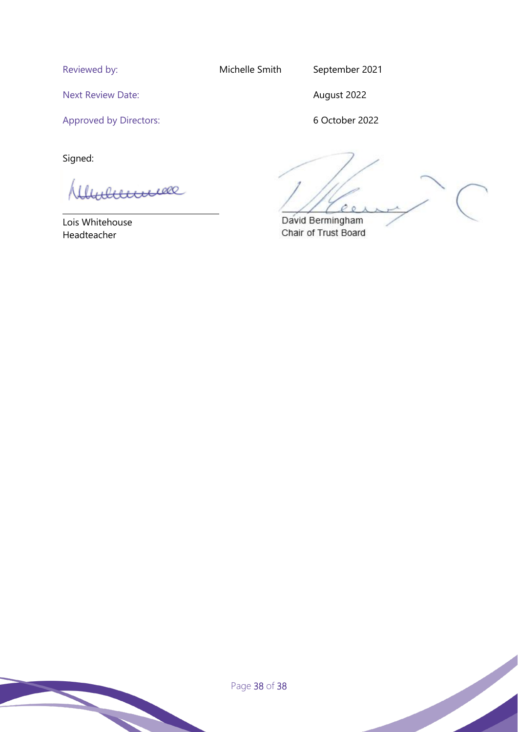| | | |
|---|---|---|
| Reviewed by: | Michelle Smith | September 2021 |
| Next Review Date: | | August 2022 |
| Approved by Directors: | | 6 October 2022 |

Signed:

Lois Whitehouse
Headteacher

David Bermingham
Chair of Trust Board